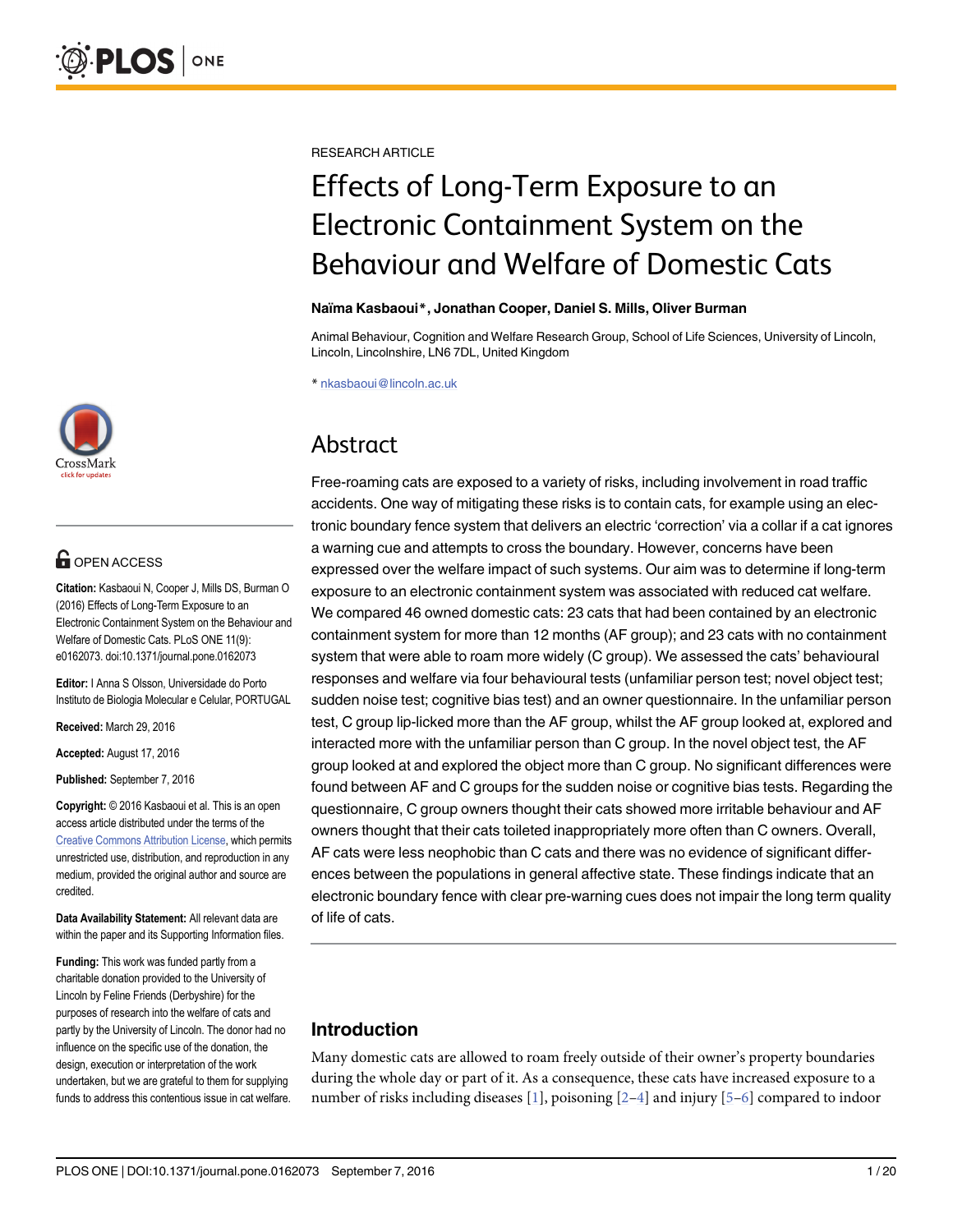RESEARCH ARTICLE

# Effects of Long-Term Exposure to an Electronic Containment System on the Behaviour and Welfare of Domestic Cats

**Naïma Kasbaoui*, Jonathan Cooper, Daniel S. Mills, Oliver Burman**

Animal Behaviour, Cognition and Welfare Research Group, School of Life Sciences, University of Lincoln, Lincoln, Lincolnshire, LN6 7DL, United Kingdom

* nkasbaoui@lincoln.ac.uk

OPEN ACCESS

**Citation:** Kasbaoui N, Cooper J, Mills DS, Burman O (2016) Effects of Long-Term Exposure to an Electronic Containment System on the Behaviour and Welfare of Domestic Cats. PLoS ONE 11(9): e0162073. doi:10.1371/journal.pone.0162073

**Editor:** I Anna S Olsson, Universidade do Porto Instituto de Biologia Molecular e Celular, PORTUGAL

**Received:** March 29, 2016

**Accepted:** August 17, 2016

**Published:** September 7, 2016

**Copyright:** © 2016 Kasbaoui et al. This is an open access article distributed under the terms of the Creative Commons Attribution License, which permits unrestricted use, distribution, and reproduction in any medium, provided the original author and source are credited.

**Data Availability Statement:** All relevant data are within the paper and its Supporting Information files.

**Funding:** This work was funded partly from a charitable donation provided to the University of Lincoln by Feline Friends (Derbyshire) for the purposes of research into the welfare of cats and partly by the University of Lincoln. The donor had no influence on the specific use of the donation, the design, execution or interpretation of the work undertaken, but we are grateful to them for supplying funds to address this contentious issue in cat welfare.

## Abstract

Free-roaming cats are exposed to a variety of risks, including involvement in road traffic accidents. One way of mitigating these risks is to contain cats, for example using an electronic boundary fence system that delivers an electric 'correction' via a collar if a cat ignores a warning cue and attempts to cross the boundary. However, concerns have been expressed over the welfare impact of such systems. Our aim was to determine if long-term exposure to an electronic containment system was associated with reduced cat welfare. We compared 46 owned domestic cats: 23 cats that had been contained by an electronic containment system for more than 12 months (AF group); and 23 cats with no containment system that were able to roam more widely (C group). We assessed the cats' behavioural responses and welfare via four behavioural tests (unfamiliar person test; novel object test; sudden noise test; cognitive bias test) and an owner questionnaire. In the unfamiliar person test, C group lip-licked more than the AF group, whilst the AF group looked at, explored and interacted more with the unfamiliar person than C group. In the novel object test, the AF group looked at and explored the object more than C group. No significant differences were found between AF and C groups for the sudden noise or cognitive bias tests. Regarding the questionnaire, C group owners thought their cats showed more irritable behaviour and AF owners thought that their cats toileted inappropriately more often than C owners. Overall, AF cats were less neophobic than C cats and there was no evidence of significant differences between the populations in general affective state. These findings indicate that an electronic boundary fence with clear pre-warning cues does not impair the long term quality of life of cats.

## Introduction

Many domestic cats are allowed to roam freely outside of their owner's property boundaries during the whole day or part of it. As a consequence, these cats have increased exposure to a number of risks including diseases [1], poisoning [2–4] and injury [5–6] compared to indoor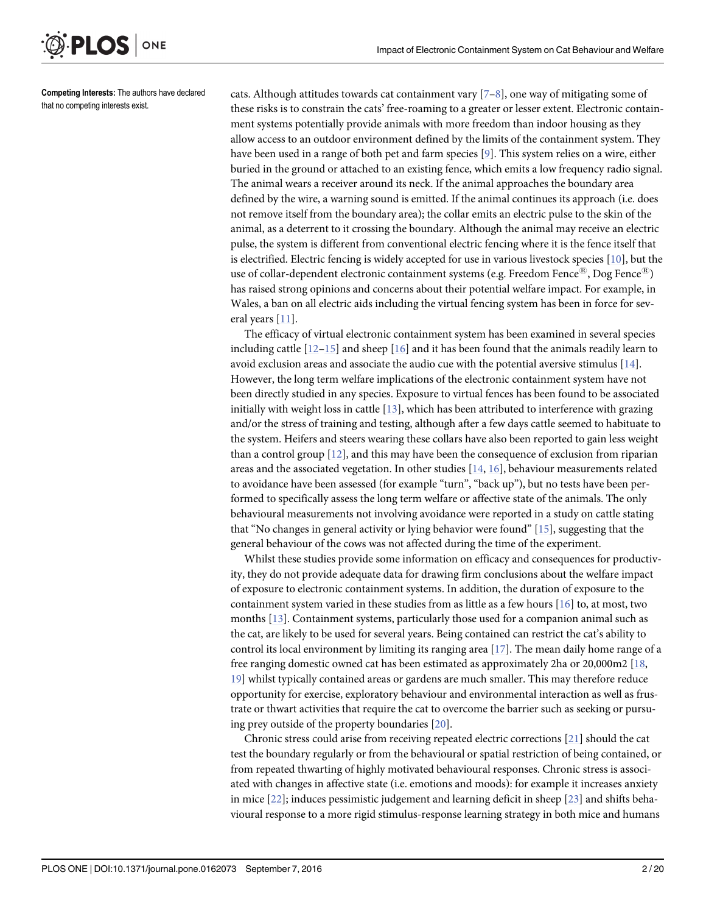**Competing Interests:** The authors have declared that no competing interests exist.

cats. Although attitudes towards cat containment vary [7–8], one way of mitigating some of these risks is to constrain the cats' free-roaming to a greater or lesser extent. Electronic containment systems potentially provide animals with more freedom than indoor housing as they allow access to an outdoor environment defined by the limits of the containment system. They have been used in a range of both pet and farm species [9]. This system relies on a wire, either buried in the ground or attached to an existing fence, which emits a low frequency radio signal. The animal wears a receiver around its neck. If the animal approaches the boundary area defined by the wire, a warning sound is emitted. If the animal continues its approach (i.e. does not remove itself from the boundary area); the collar emits an electric pulse to the skin of the animal, as a deterrent to it crossing the boundary. Although the animal may receive an electric pulse, the system is different from conventional electric fencing where it is the fence itself that is electrified. Electric fencing is widely accepted for use in various livestock species [10], but the use of collar-dependent electronic containment systems (e.g. Freedom Fence®, Dog Fence®) has raised strong opinions and concerns about their potential welfare impact. For example, in Wales, a ban on all electric aids including the virtual fencing system has been in force for several years [11].

The efficacy of virtual electronic containment system has been examined in several species including cattle [12–15] and sheep [16] and it has been found that the animals readily learn to avoid exclusion areas and associate the audio cue with the potential aversive stimulus [14]. However, the long term welfare implications of the electronic containment system have not been directly studied in any species. Exposure to virtual fences has been found to be associated initially with weight loss in cattle [13], which has been attributed to interference with grazing and/or the stress of training and testing, although after a few days cattle seemed to habituate to the system. Heifers and steers wearing these collars have also been reported to gain less weight than a control group [12], and this may have been the consequence of exclusion from riparian areas and the associated vegetation. In other studies [14, 16], behaviour measurements related to avoidance have been assessed (for example "turn", "back up"), but no tests have been performed to specifically assess the long term welfare or affective state of the animals. The only behavioural measurements not involving avoidance were reported in a study on cattle stating that "No changes in general activity or lying behavior were found" [15], suggesting that the general behaviour of the cows was not affected during the time of the experiment.

Whilst these studies provide some information on efficacy and consequences for productivity, they do not provide adequate data for drawing firm conclusions about the welfare impact of exposure to electronic containment systems. In addition, the duration of exposure to the containment system varied in these studies from as little as a few hours [16] to, at most, two months [13]. Containment systems, particularly those used for a companion animal such as the cat, are likely to be used for several years. Being contained can restrict the cat's ability to control its local environment by limiting its ranging area [17]. The mean daily home range of a free ranging domestic owned cat has been estimated as approximately 2ha or 20,000m2 [18, 19] whilst typically contained areas or gardens are much smaller. This may therefore reduce opportunity for exercise, exploratory behaviour and environmental interaction as well as frustrate or thwart activities that require the cat to overcome the barrier such as seeking or pursuing prey outside of the property boundaries [20].

Chronic stress could arise from receiving repeated electric corrections [21] should the cat test the boundary regularly or from the behavioural or spatial restriction of being contained, or from repeated thwarting of highly motivated behavioural responses. Chronic stress is associated with changes in affective state (i.e. emotions and moods): for example it increases anxiety in mice [22]; induces pessimistic judgement and learning deficit in sheep [23] and shifts behavioural response to a more rigid stimulus-response learning strategy in both mice and humans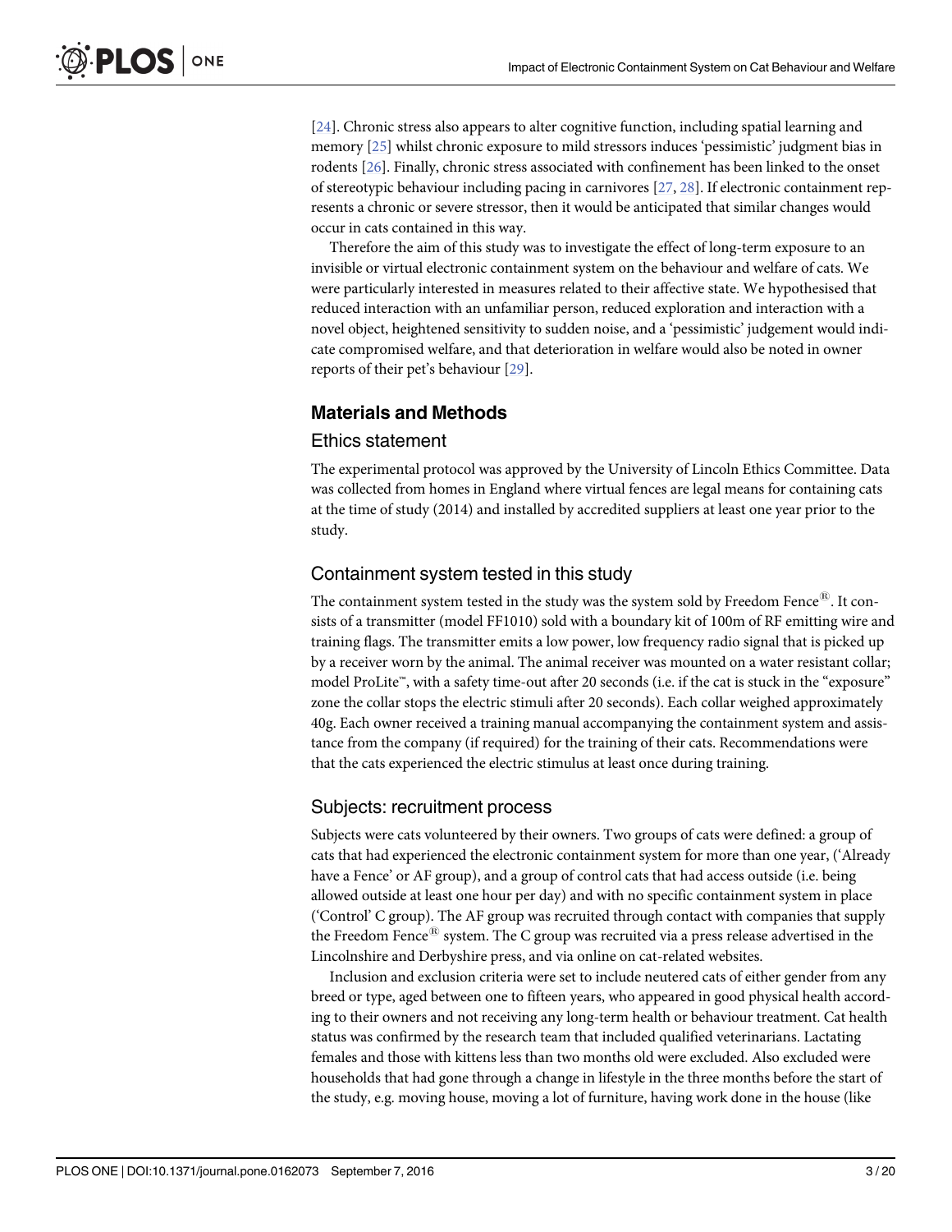[24]. Chronic stress also appears to alter cognitive function, including spatial learning and memory [25] whilst chronic exposure to mild stressors induces 'pessimistic' judgment bias in rodents [26]. Finally, chronic stress associated with confinement has been linked to the onset of stereotypic behaviour including pacing in carnivores [27, 28]. If electronic containment represents a chronic or severe stressor, then it would be anticipated that similar changes would occur in cats contained in this way.

Therefore the aim of this study was to investigate the effect of long-term exposure to an invisible or virtual electronic containment system on the behaviour and welfare of cats. We were particularly interested in measures related to their affective state. We hypothesised that reduced interaction with an unfamiliar person, reduced exploration and interaction with a novel object, heightened sensitivity to sudden noise, and a 'pessimistic' judgement would indicate compromised welfare, and that deterioration in welfare would also be noted in owner reports of their pet's behaviour [29].

## Materials and Methods

### Ethics statement

The experimental protocol was approved by the University of Lincoln Ethics Committee. Data was collected from homes in England where virtual fences are legal means for containing cats at the time of study (2014) and installed by accredited suppliers at least one year prior to the study.

### Containment system tested in this study

The containment system tested in the study was the system sold by Freedom Fence®. It consists of a transmitter (model FF1010) sold with a boundary kit of 100m of RF emitting wire and training flags. The transmitter emits a low power, low frequency radio signal that is picked up by a receiver worn by the animal. The animal receiver was mounted on a water resistant collar; model ProLite™, with a safety time-out after 20 seconds (i.e. if the cat is stuck in the "exposure" zone the collar stops the electric stimuli after 20 seconds). Each collar weighed approximately 40g. Each owner received a training manual accompanying the containment system and assistance from the company (if required) for the training of their cats. Recommendations were that the cats experienced the electric stimulus at least once during training.

### Subjects: recruitment process

Subjects were cats volunteered by their owners. Two groups of cats were defined: a group of cats that had experienced the electronic containment system for more than one year, ('Already have a Fence' or AF group), and a group of control cats that had access outside (i.e. being allowed outside at least one hour per day) and with no specific containment system in place ('Control' C group). The AF group was recruited through contact with companies that supply the Freedom Fence® system. The C group was recruited via a press release advertised in the Lincolnshire and Derbyshire press, and via online on cat-related websites.

Inclusion and exclusion criteria were set to include neutered cats of either gender from any breed or type, aged between one to fifteen years, who appeared in good physical health according to their owners and not receiving any long-term health or behaviour treatment. Cat health status was confirmed by the research team that included qualified veterinarians. Lactating females and those with kittens less than two months old were excluded. Also excluded were households that had gone through a change in lifestyle in the three months before the start of the study, e.g. moving house, moving a lot of furniture, having work done in the house (like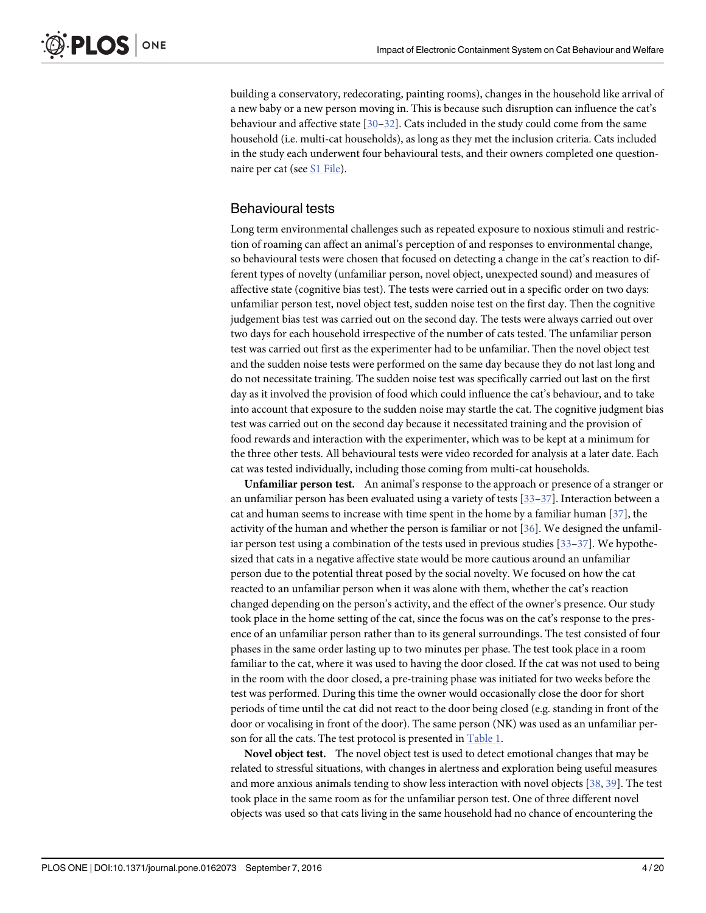building a conservatory, redecorating, painting rooms), changes in the household like arrival of a new baby or a new person moving in. This is because such disruption can influence the cat's behaviour and affective state [30–32]. Cats included in the study could come from the same household (i.e. multi-cat households), as long as they met the inclusion criteria. Cats included in the study each underwent four behavioural tests, and their owners completed one questionnaire per cat (see S1 File).

## Behavioural tests

Long term environmental challenges such as repeated exposure to noxious stimuli and restriction of roaming can affect an animal's perception of and responses to environmental change, so behavioural tests were chosen that focused on detecting a change in the cat's reaction to different types of novelty (unfamiliar person, novel object, unexpected sound) and measures of affective state (cognitive bias test). The tests were carried out in a specific order on two days: unfamiliar person test, novel object test, sudden noise test on the first day. Then the cognitive judgement bias test was carried out on the second day. The tests were always carried out over two days for each household irrespective of the number of cats tested. The unfamiliar person test was carried out first as the experimenter had to be unfamiliar. Then the novel object test and the sudden noise tests were performed on the same day because they do not last long and do not necessitate training. The sudden noise test was specifically carried out last on the first day as it involved the provision of food which could influence the cat's behaviour, and to take into account that exposure to the sudden noise may startle the cat. The cognitive judgment bias test was carried out on the second day because it necessitated training and the provision of food rewards and interaction with the experimenter, which was to be kept at a minimum for the three other tests. All behavioural tests were video recorded for analysis at a later date. Each cat was tested individually, including those coming from multi-cat households.

**Unfamiliar person test.** An animal's response to the approach or presence of a stranger or an unfamiliar person has been evaluated using a variety of tests [33–37]. Interaction between a cat and human seems to increase with time spent in the home by a familiar human [37], the activity of the human and whether the person is familiar or not [36]. We designed the unfamiliar person test using a combination of the tests used in previous studies [33–37]. We hypothesized that cats in a negative affective state would be more cautious around an unfamiliar person due to the potential threat posed by the social novelty. We focused on how the cat reacted to an unfamiliar person when it was alone with them, whether the cat's reaction changed depending on the person's activity, and the effect of the owner's presence. Our study took place in the home setting of the cat, since the focus was on the cat's response to the presence of an unfamiliar person rather than to its general surroundings. The test consisted of four phases in the same order lasting up to two minutes per phase. The test took place in a room familiar to the cat, where it was used to having the door closed. If the cat was not used to being in the room with the door closed, a pre-training phase was initiated for two weeks before the test was performed. During this time the owner would occasionally close the door for short periods of time until the cat did not react to the door being closed (e.g. standing in front of the door or vocalising in front of the door). The same person (NK) was used as an unfamiliar person for all the cats. The test protocol is presented in Table 1.

**Novel object test.** The novel object test is used to detect emotional changes that may be related to stressful situations, with changes in alertness and exploration being useful measures and more anxious animals tending to show less interaction with novel objects [38, 39]. The test took place in the same room as for the unfamiliar person test. One of three different novel objects was used so that cats living in the same household had no chance of encountering the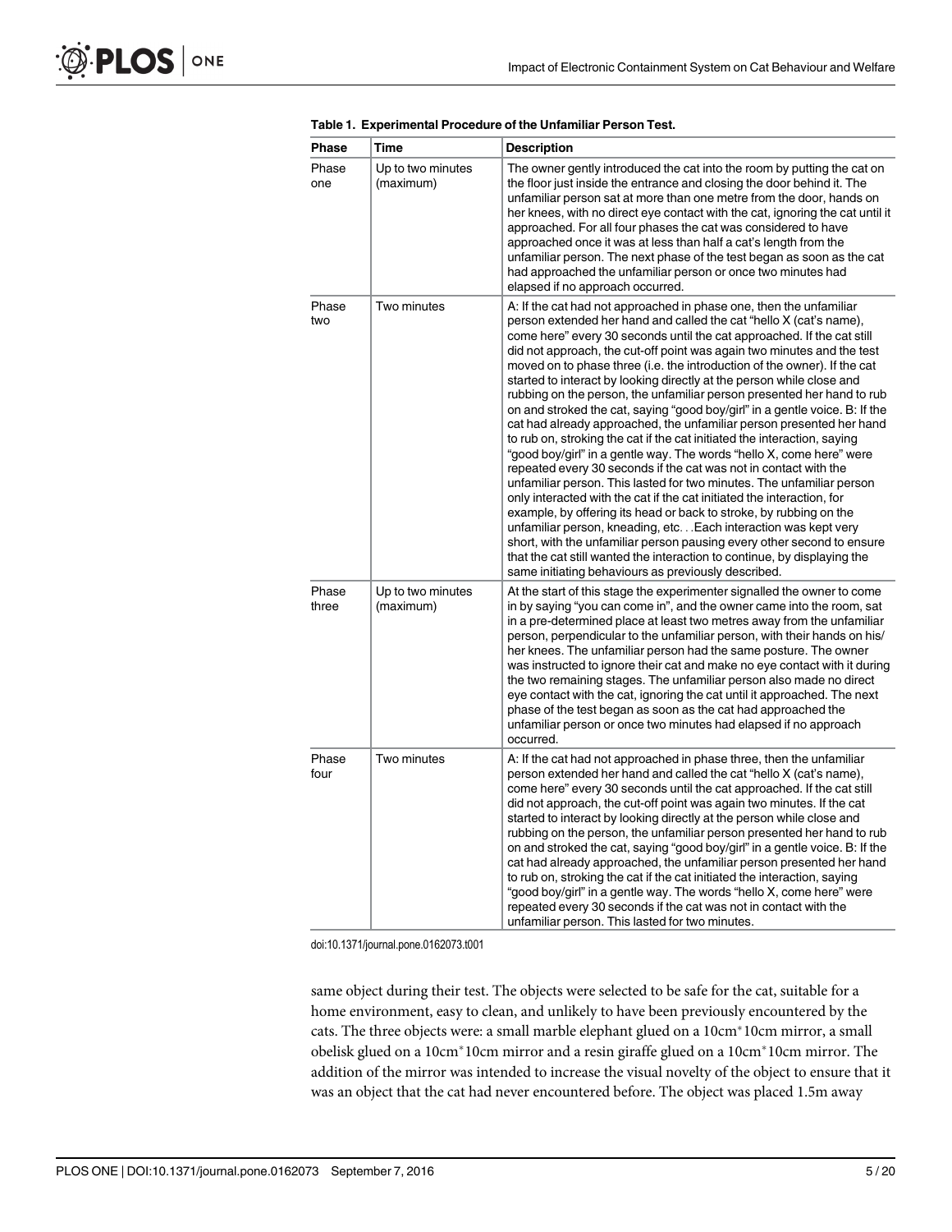**Table 1. Experimental Procedure of the Unfamiliar Person Test.**

| Phase | Time | Description |
|---|---|---|
| Phase one | Up to two minutes (maximum) | The owner gently introduced the cat into the room by putting the cat on the floor just inside the entrance and closing the door behind it. The unfamiliar person sat at more than one metre from the door, hands on her knees, with no direct eye contact with the cat, ignoring the cat until it approached. For all four phases the cat was considered to have approached once it was at less than half a cat's length from the unfamiliar person. The next phase of the test began as soon as the cat had approached the unfamiliar person or once two minutes had elapsed if no approach occurred. |
| Phase two | Two minutes | A: If the cat had not approached in phase one, then the unfamiliar person extended her hand and called the cat "hello X (cat's name), come here" every 30 seconds until the cat approached. If the cat still did not approach, the cut-off point was again two minutes and the test moved on to phase three (i.e. the introduction of the owner). If the cat started to interact by looking directly at the person while close and rubbing on the person, the unfamiliar person presented her hand to rub on and stroked the cat, saying "good boy/girl" in a gentle voice. B: If the cat had already approached, the unfamiliar person presented her hand to rub on, stroking the cat if the cat initiated the interaction, saying "good boy/girl" in a gentle way. The words "hello X, come here" were repeated every 30 seconds if the cat was not in contact with the unfamiliar person. This lasted for two minutes. The unfamiliar person only interacted with the cat if the cat initiated the interaction, for example, by offering its head or back to stroke, by rubbing on the unfamiliar person, kneading, etc. . .Each interaction was kept very short, with the unfamiliar person pausing every other second to ensure that the cat still wanted the interaction to continue, by displaying the same initiating behaviours as previously described. |
| Phase three | Up to two minutes (maximum) | At the start of this stage the experimenter signalled the owner to come in by saying "you can come in", and the owner came into the room, sat in a pre-determined place at least two metres away from the unfamiliar person, perpendicular to the unfamiliar person, with their hands on his/her knees. The unfamiliar person had the same posture. The owner was instructed to ignore their cat and make no eye contact with it during the two remaining stages. The unfamiliar person also made no direct eye contact with the cat, ignoring the cat until it approached. The next phase of the test began as soon as the cat had approached the unfamiliar person or once two minutes had elapsed if no approach occurred. |
| Phase four | Two minutes | A: If the cat had not approached in phase three, then the unfamiliar person extended her hand and called the cat "hello X (cat's name), come here" every 30 seconds until the cat approached. If the cat still did not approach, the cut-off point was again two minutes. If the cat started to interact by looking directly at the person while close and rubbing on the person, the unfamiliar person presented her hand to rub on and stroked the cat, saying "good boy/girl" in a gentle voice. B: If the cat had already approached, the unfamiliar person presented her hand to rub on, stroking the cat if the cat initiated the interaction, saying "good boy/girl" in a gentle way. The words "hello X, come here" were repeated every 30 seconds if the cat was not in contact with the unfamiliar person. This lasted for two minutes. |

doi:10.1371/journal.pone.0162073.t001

same object during their test. The objects were selected to be safe for the cat, suitable for a home environment, easy to clean, and unlikely to have been previously encountered by the cats. The three objects were: a small marble elephant glued on a 10cm*10cm mirror, a small obelisk glued on a 10cm*10cm mirror and a resin giraffe glued on a 10cm*10cm mirror. The addition of the mirror was intended to increase the visual novelty of the object to ensure that it was an object that the cat had never encountered before. The object was placed 1.5m away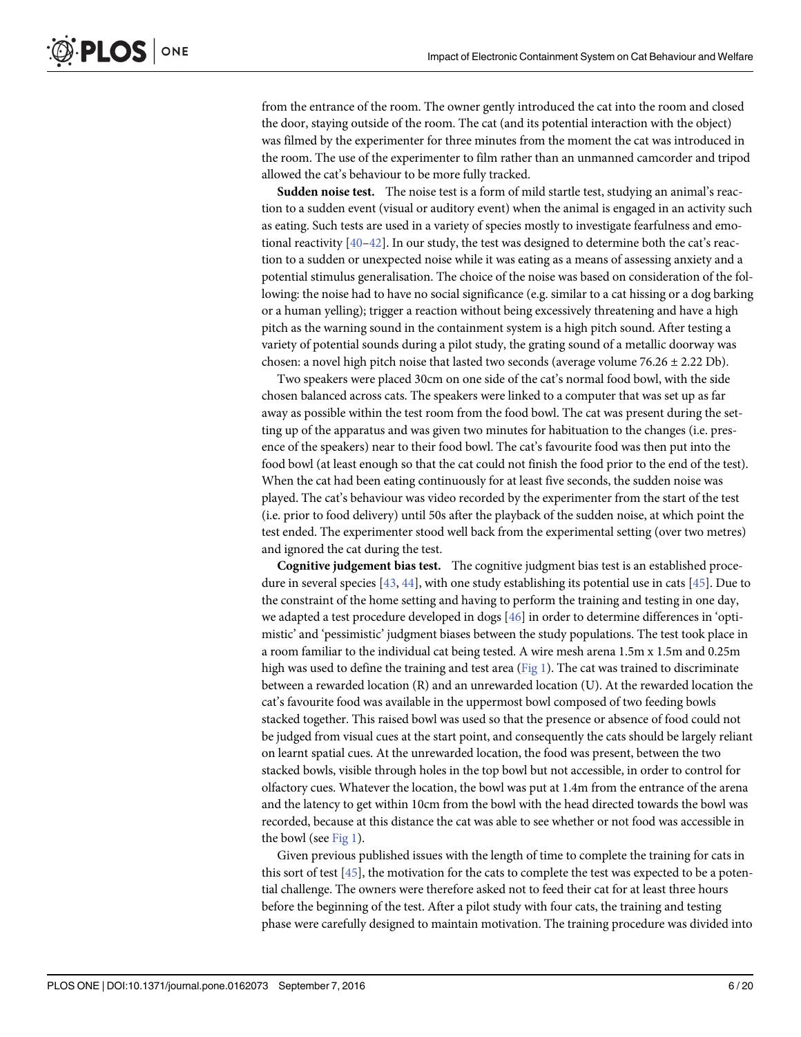from the entrance of the room. The owner gently introduced the cat into the room and closed the door, staying outside of the room. The cat (and its potential interaction with the object) was filmed by the experimenter for three minutes from the moment the cat was introduced in the room. The use of the experimenter to film rather than an unmanned camcorder and tripod allowed the cat's behaviour to be more fully tracked.

**Sudden noise test.** The noise test is a form of mild startle test, studying an animal's reaction to a sudden event (visual or auditory event) when the animal is engaged in an activity such as eating. Such tests are used in a variety of species mostly to investigate fearfulness and emotional reactivity [40–42]. In our study, the test was designed to determine both the cat's reaction to a sudden or unexpected noise while it was eating as a means of assessing anxiety and a potential stimulus generalisation. The choice of the noise was based on consideration of the following: the noise had to have no social significance (e.g. similar to a cat hissing or a dog barking or a human yelling); trigger a reaction without being excessively threatening and have a high pitch as the warning sound in the containment system is a high pitch sound. After testing a variety of potential sounds during a pilot study, the grating sound of a metallic doorway was chosen: a novel high pitch noise that lasted two seconds (average volume 76.26 ± 2.22 Db).

Two speakers were placed 30cm on one side of the cat's normal food bowl, with the side chosen balanced across cats. The speakers were linked to a computer that was set up as far away as possible within the test room from the food bowl. The cat was present during the setting up of the apparatus and was given two minutes for habituation to the changes (i.e. presence of the speakers) near to their food bowl. The cat's favourite food was then put into the food bowl (at least enough so that the cat could not finish the food prior to the end of the test). When the cat had been eating continuously for at least five seconds, the sudden noise was played. The cat's behaviour was video recorded by the experimenter from the start of the test (i.e. prior to food delivery) until 50s after the playback of the sudden noise, at which point the test ended. The experimenter stood well back from the experimental setting (over two metres) and ignored the cat during the test.

**Cognitive judgement bias test.** The cognitive judgment bias test is an established procedure in several species [43, 44], with one study establishing its potential use in cats [45]. Due to the constraint of the home setting and having to perform the training and testing in one day, we adapted a test procedure developed in dogs [46] in order to determine differences in 'optimistic' and 'pessimistic' judgment biases between the study populations. The test took place in a room familiar to the individual cat being tested. A wire mesh arena 1.5m x 1.5m and 0.25m high was used to define the training and test area (Fig 1). The cat was trained to discriminate between a rewarded location (R) and an unrewarded location (U). At the rewarded location the cat's favourite food was available in the uppermost bowl composed of two feeding bowls stacked together. This raised bowl was used so that the presence or absence of food could not be judged from visual cues at the start point, and consequently the cats should be largely reliant on learnt spatial cues. At the unrewarded location, the food was present, between the two stacked bowls, visible through holes in the top bowl but not accessible, in order to control for olfactory cues. Whatever the location, the bowl was put at 1.4m from the entrance of the arena and the latency to get within 10cm from the bowl with the head directed towards the bowl was recorded, because at this distance the cat was able to see whether or not food was accessible in the bowl (see Fig 1).

Given previous published issues with the length of time to complete the training for cats in this sort of test [45], the motivation for the cats to complete the test was expected to be a potential challenge. The owners were therefore asked not to feed their cat for at least three hours before the beginning of the test. After a pilot study with four cats, the training and testing phase were carefully designed to maintain motivation. The training procedure was divided into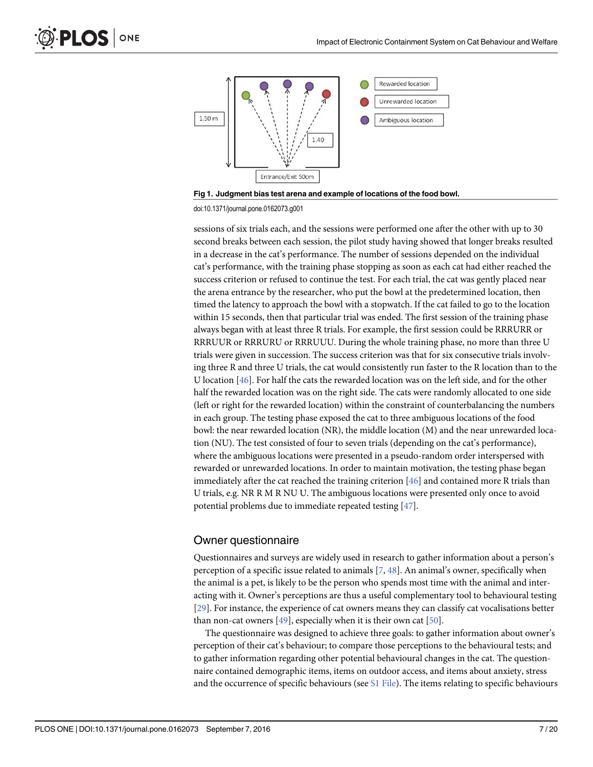Fig 1. Judgment bias test arena and example of locations of the food bowl.

doi:10.1371/journal.pone.0162073.g001

sessions of six trials each, and the sessions were performed one after the other with up to 30 second breaks between each session, the pilot study having showed that longer breaks resulted in a decrease in the cat's performance. The number of sessions depended on the individual cat's performance, with the training phase stopping as soon as each cat had either reached the success criterion or refused to continue the test. For each trial, the cat was gently placed near the arena entrance by the researcher, who put the bowl at the predetermined location, then timed the latency to approach the bowl with a stopwatch. If the cat failed to go to the location within 15 seconds, then that particular trial was ended. The first session of the training phase always began with at least three R trials. For example, the first session could be RRRURR or RRRUUR or RRRURU or RRRUUU. During the whole training phase, no more than three U trials were given in succession. The success criterion was that for six consecutive trials involving three R and three U trials, the cat would consistently run faster to the R location than to the U location [46]. For half the cats the rewarded location was on the left side, and for the other half the rewarded location was on the right side. The cats were randomly allocated to one side (left or right for the rewarded location) within the constraint of counterbalancing the numbers in each group. The testing phase exposed the cat to three ambiguous locations of the food bowl: the near rewarded location (NR), the middle location (M) and the near unrewarded location (NU). The test consisted of four to seven trials (depending on the cat's performance), where the ambiguous locations were presented in a pseudo-random order interspersed with rewarded or unrewarded locations. In order to maintain motivation, the testing phase began immediately after the cat reached the training criterion [46] and contained more R trials than U trials, e.g. NR R M R NU U. The ambiguous locations were presented only once to avoid potential problems due to immediate repeated testing [47].

## Owner questionnaire

Questionnaires and surveys are widely used in research to gather information about a person's perception of a specific issue related to animals [7, 48]. An animal's owner, specifically when the animal is a pet, is likely to be the person who spends most time with the animal and interacting with it. Owner's perceptions are thus a useful complementary tool to behavioural testing [29]. For instance, the experience of cat owners means they can classify cat vocalisations better than non-cat owners [49], especially when it is their own cat [50].

The questionnaire was designed to achieve three goals: to gather information about owner's perception of their cat's behaviour; to compare those perceptions to the behavioural tests; and to gather information regarding other potential behavioural changes in the cat. The questionnaire contained demographic items, items on outdoor access, and items about anxiety, stress and the occurrence of specific behaviours (see S1 File). The items relating to specific behaviours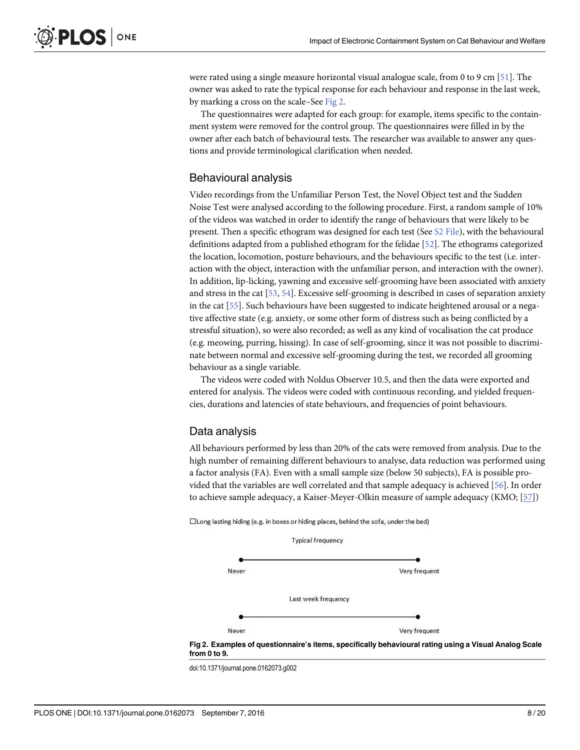were rated using a single measure horizontal visual analogue scale, from 0 to 9 cm [51]. The owner was asked to rate the typical response for each behaviour and response in the last week, by marking a cross on the scale–See Fig 2.

The questionnaires were adapted for each group: for example, items specific to the containment system were removed for the control group. The questionnaires were filled in by the owner after each batch of behavioural tests. The researcher was available to answer any questions and provide terminological clarification when needed.

## Behavioural analysis

Video recordings from the Unfamiliar Person Test, the Novel Object test and the Sudden Noise Test were analysed according to the following procedure. First, a random sample of 10% of the videos was watched in order to identify the range of behaviours that were likely to be present. Then a specific ethogram was designed for each test (See S2 File), with the behavioural definitions adapted from a published ethogram for the felidae [52]. The ethograms categorized the location, locomotion, posture behaviours, and the behaviours specific to the test (i.e. interaction with the object, interaction with the unfamiliar person, and interaction with the owner). In addition, lip-licking, yawning and excessive self-grooming have been associated with anxiety and stress in the cat [53, 54]. Excessive self-grooming is described in cases of separation anxiety in the cat [55]. Such behaviours have been suggested to indicate heightened arousal or a negative affective state (e.g. anxiety, or some other form of distress such as being conflicted by a stressful situation), so were also recorded; as well as any kind of vocalisation the cat produce (e.g. meowing, purring, hissing). In case of self-grooming, since it was not possible to discriminate between normal and excessive self-grooming during the test, we recorded all grooming behaviour as a single variable.

The videos were coded with Noldus Observer 10.5, and then the data were exported and entered for analysis. The videos were coded with continuous recording, and yielded frequencies, durations and latencies of state behaviours, and frequencies of point behaviours.

## Data analysis

All behaviours performed by less than 20% of the cats were removed from analysis. Due to the high number of remaining different behaviours to analyse, data reduction was performed using a factor analysis (FA). Even with a small sample size (below 50 subjects), FA is possible provided that the variables are well correlated and that sample adequacy is achieved [56]. In order to achieve sample adequacy, a Kaiser-Meyer-Olkin measure of sample adequacy (KMO; [57])

☐Long lasting hiding (e.g. in boxes or hiding places, behind the sofa, under the bed)

Typical frequency

Never ———————————— Very frequent

Last week frequency

Never ———————————— Very frequent

**Fig 2. Examples of questionnaire's items, specifically behavioural rating using a Visual Analog Scale from 0 to 9.**

doi:10.1371/journal.pone.0162073.g002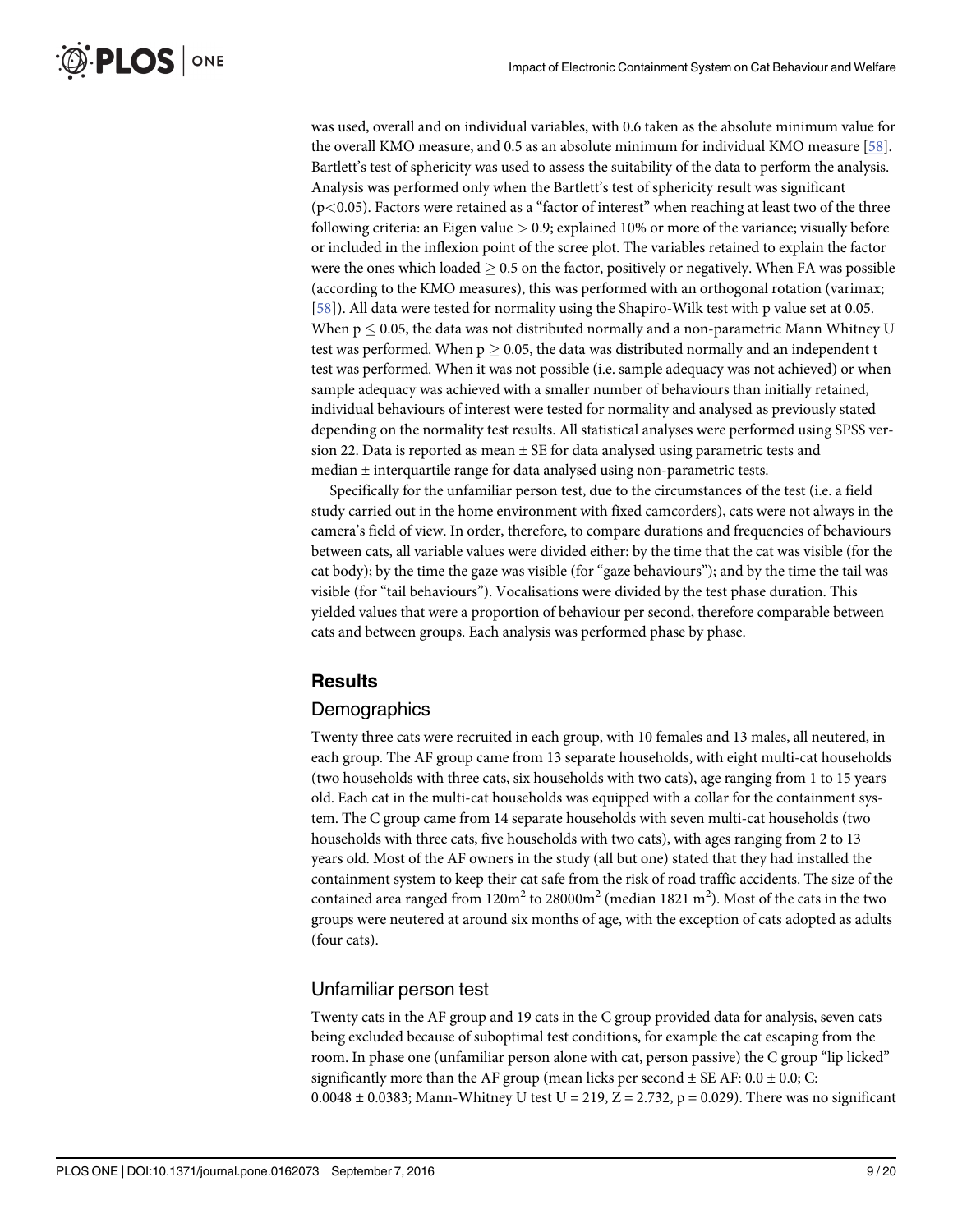was used, overall and on individual variables, with 0.6 taken as the absolute minimum value for the overall KMO measure, and 0.5 as an absolute minimum for individual KMO measure [58]. Bartlett's test of sphericity was used to assess the suitability of the data to perform the analysis. Analysis was performed only when the Bartlett's test of sphericity result was significant ($p<0.05$). Factors were retained as a "factor of interest" when reaching at least two of the three following criteria: an Eigen value $> 0.9$; explained 10% or more of the variance; visually before or included in the inflexion point of the scree plot. The variables retained to explain the factor were the ones which loaded $\geq 0.5$ on the factor, positively or negatively. When FA was possible (according to the KMO measures), this was performed with an orthogonal rotation (varimax; [58]). All data were tested for normality using the Shapiro-Wilk test with p value set at 0.05. When $p \leq 0.05$, the data was not distributed normally and a non-parametric Mann Whitney U test was performed. When $p \geq 0.05$, the data was distributed normally and an independent t test was performed. When it was not possible (i.e. sample adequacy was not achieved) or when sample adequacy was achieved with a smaller number of behaviours than initially retained, individual behaviours of interest were tested for normality and analysed as previously stated depending on the normality test results. All statistical analyses were performed using SPSS version 22. Data is reported as mean ± SE for data analysed using parametric tests and median ± interquartile range for data analysed using non-parametric tests.

Specifically for the unfamiliar person test, due to the circumstances of the test (i.e. a field study carried out in the home environment with fixed camcorders), cats were not always in the camera's field of view. In order, therefore, to compare durations and frequencies of behaviours between cats, all variable values were divided either: by the time that the cat was visible (for the cat body); by the time the gaze was visible (for "gaze behaviours"); and by the time the tail was visible (for "tail behaviours"). Vocalisations were divided by the test phase duration. This yielded values that were a proportion of behaviour per second, therefore comparable between cats and between groups. Each analysis was performed phase by phase.

## Results

### Demographics

Twenty three cats were recruited in each group, with 10 females and 13 males, all neutered, in each group. The AF group came from 13 separate households, with eight multi-cat households (two households with three cats, six households with two cats), age ranging from 1 to 15 years old. Each cat in the multi-cat households was equipped with a collar for the containment system. The C group came from 14 separate households with seven multi-cat households (two households with three cats, five households with two cats), with ages ranging from 2 to 13 years old. Most of the AF owners in the study (all but one) stated that they had installed the containment system to keep their cat safe from the risk of road traffic accidents. The size of the contained area ranged from $120m^2$ to $28000m^2$ (median $1821\ m^2$). Most of the cats in the two groups were neutered at around six months of age, with the exception of cats adopted as adults (four cats).

### Unfamiliar person test

Twenty cats in the AF group and 19 cats in the C group provided data for analysis, seven cats being excluded because of suboptimal test conditions, for example the cat escaping from the room. In phase one (unfamiliar person alone with cat, person passive) the C group "lip licked" significantly more than the AF group (mean licks per second ± SE AF: 0.0 ± 0.0; C: 0.0048 ± 0.0383; Mann-Whitney U test $U = 219$, $Z = 2.732$, $p = 0.029$). There was no significant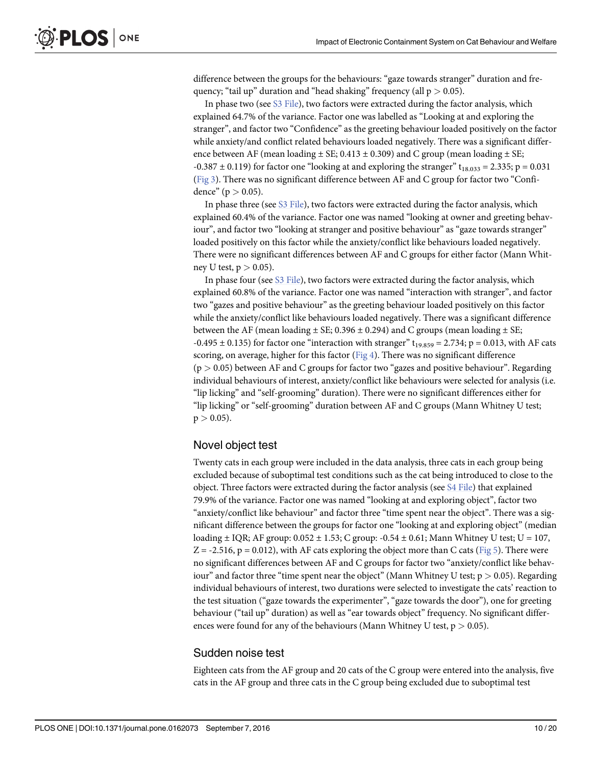difference between the groups for the behaviours: "gaze towards stranger" duration and frequency; "tail up" duration and "head shaking" frequency (all $p > 0.05$).

In phase two (see S3 File), two factors were extracted during the factor analysis, which explained 64.7% of the variance. Factor one was labelled as "Looking at and exploring the stranger", and factor two "Confidence" as the greeting behaviour loaded positively on the factor while anxiety/and conflict related behaviours loaded negatively. There was a significant difference between AF (mean loading ± SE; 0.413 ± 0.309) and C group (mean loading ± SE; -0.387 ± 0.119) for factor one "looking at and exploring the stranger" $t_{18.033} = 2.335$; $p = 0.031$ (Fig 3). There was no significant difference between AF and C group for factor two "Confidence" ($p > 0.05$).

In phase three (see S3 File), two factors were extracted during the factor analysis, which explained 60.4% of the variance. Factor one was named "looking at owner and greeting behaviour", and factor two "looking at stranger and positive behaviour" as "gaze towards stranger" loaded positively on this factor while the anxiety/conflict like behaviours loaded negatively. There were no significant differences between AF and C groups for either factor (Mann Whitney U test, $p > 0.05$).

In phase four (see S3 File), two factors were extracted during the factor analysis, which explained 60.8% of the variance. Factor one was named "interaction with stranger", and factor two "gazes and positive behaviour" as the greeting behaviour loaded positively on this factor while the anxiety/conflict like behaviours loaded negatively. There was a significant difference between the AF (mean loading ± SE; 0.396 ± 0.294) and C groups (mean loading ± SE; -0.495 ± 0.135) for factor one "interaction with stranger" $t_{19.859} = 2.734$; $p = 0.013$, with AF cats scoring, on average, higher for this factor (Fig 4). There was no significant difference ($p > 0.05$) between AF and C groups for factor two "gazes and positive behaviour". Regarding individual behaviours of interest, anxiety/conflict like behaviours were selected for analysis (i.e. "lip licking" and "self-grooming" duration). There were no significant differences either for "lip licking" or "self-grooming" duration between AF and C groups (Mann Whitney U test; $p > 0.05$).

## Novel object test

Twenty cats in each group were included in the data analysis, three cats in each group being excluded because of suboptimal test conditions such as the cat being introduced to close to the object. Three factors were extracted during the factor analysis (see S4 File) that explained 79.9% of the variance. Factor one was named "looking at and exploring object", factor two "anxiety/conflict like behaviour" and factor three "time spent near the object". There was a significant difference between the groups for factor one "looking at and exploring object" (median loading ± IQR; AF group: 0.052 ± 1.53; C group: -0.54 ± 0.61; Mann Whitney U test; $U = 107$, $Z = -2.516$, $p = 0.012$), with AF cats exploring the object more than C cats (Fig 5). There were no significant differences between AF and C groups for factor two "anxiety/conflict like behaviour" and factor three "time spent near the object" (Mann Whitney U test; $p > 0.05$). Regarding individual behaviours of interest, two durations were selected to investigate the cats' reaction to the test situation ("gaze towards the experimenter", "gaze towards the door"), one for greeting behaviour ("tail up" duration) as well as "ear towards object" frequency. No significant differences were found for any of the behaviours (Mann Whitney U test, $p > 0.05$).

## Sudden noise test

Eighteen cats from the AF group and 20 cats of the C group were entered into the analysis, five cats in the AF group and three cats in the C group being excluded due to suboptimal test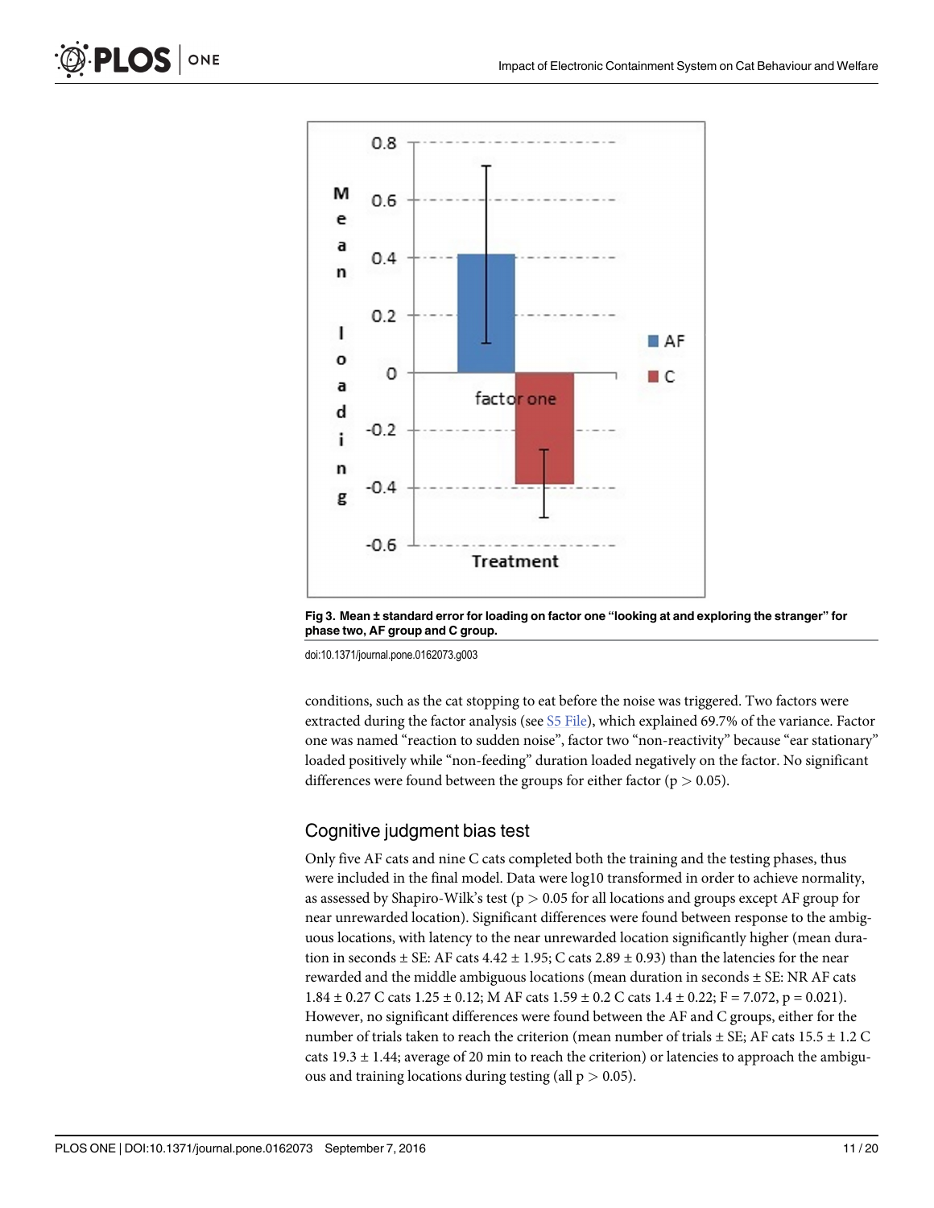Fig 3. Mean ± standard error for loading on factor one "looking at and exploring the stranger" for phase two, AF group and C group.

doi:10.1371/journal.pone.0162073.g003

conditions, such as the cat stopping to eat before the noise was triggered. Two factors were extracted during the factor analysis (see S5 File), which explained 69.7% of the variance. Factor one was named "reaction to sudden noise", factor two "non-reactivity" because "ear stationary" loaded positively while "non-feeding" duration loaded negatively on the factor. No significant differences were found between the groups for either factor ($p > 0.05$).

## Cognitive judgment bias test

Only five AF cats and nine C cats completed both the training and the testing phases, thus were included in the final model. Data were log10 transformed in order to achieve normality, as assessed by Shapiro-Wilk's test ($p > 0.05$ for all locations and groups except AF group for near unrewarded location). Significant differences were found between response to the ambiguous locations, with latency to the near unrewarded location significantly higher (mean duration in seconds ± SE: AF cats 4.42 ± 1.95; C cats 2.89 ± 0.93) than the latencies for the near rewarded and the middle ambiguous locations (mean duration in seconds ± SE: NR AF cats 1.84 ± 0.27 C cats 1.25 ± 0.12; M AF cats 1.59 ± 0.2 C cats 1.4 ± 0.22; $F = 7.072$, $p = 0.021$). However, no significant differences were found between the AF and C groups, either for the number of trials taken to reach the criterion (mean number of trials ± SE; AF cats 15.5 ± 1.2 C cats 19.3 ± 1.44; average of 20 min to reach the criterion) or latencies to approach the ambiguous and training locations during testing (all $p > 0.05$).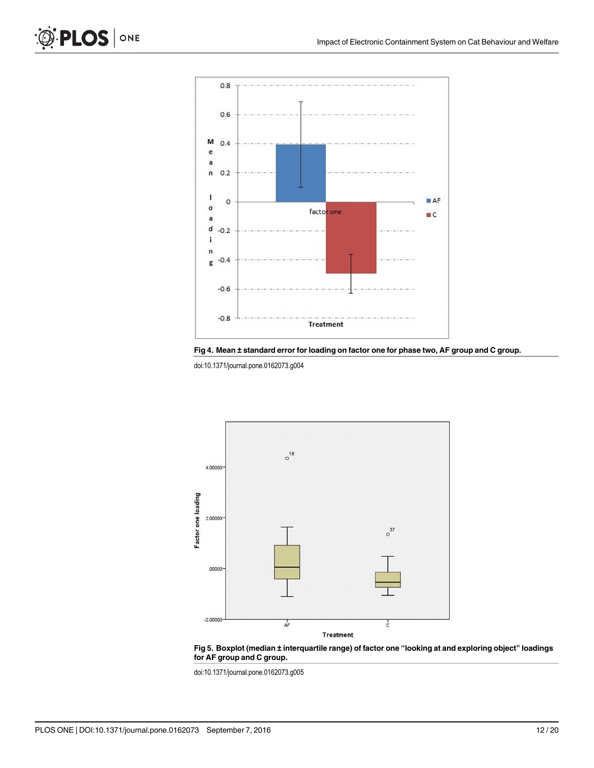Fig 4. Mean ± standard error for loading on factor one for phase two, AF group and C group.

doi:10.1371/journal.pone.0162073.g004

Fig 5. Boxplot (median ± interquartile range) of factor one "looking at and exploring object" loadings for AF group and C group.

doi:10.1371/journal.pone.0162073.g005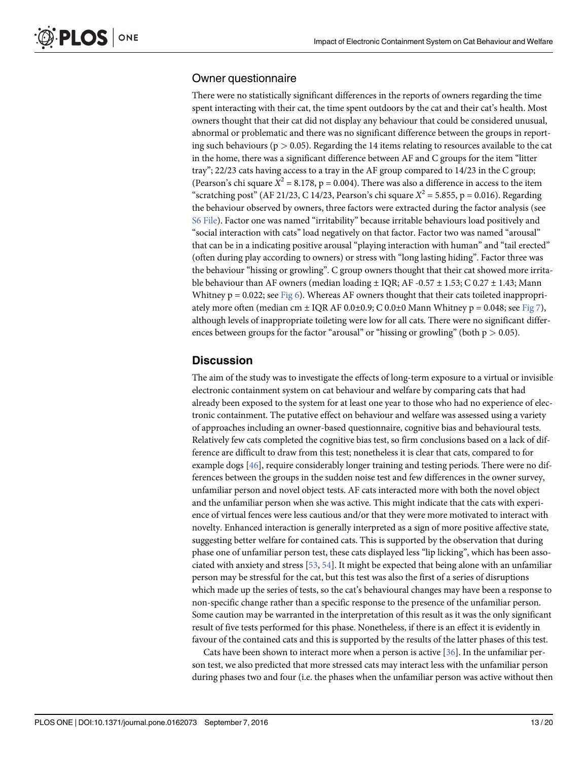### Owner questionnaire

There were no statistically significant differences in the reports of owners regarding the time spent interacting with their cat, the time spent outdoors by the cat and their cat's health. Most owners thought that their cat did not display any behaviour that could be considered unusual, abnormal or problematic and there was no significant difference between the groups in reporting such behaviours ($p > 0.05$). Regarding the 14 items relating to resources available to the cat in the home, there was a significant difference between AF and C groups for the item "litter tray"; 22/23 cats having access to a tray in the AF group compared to 14/23 in the C group; (Pearson's chi square $X^2 = 8.178$, $p = 0.004$). There was also a difference in access to the item "scratching post" (AF 21/23, C 14/23, Pearson's chi square $X^2 = 5.855$, $p = 0.016$). Regarding the behaviour observed by owners, three factors were extracted during the factor analysis (see S6 File). Factor one was named "irritability" because irritable behaviours load positively and "social interaction with cats" load negatively on that factor. Factor two was named "arousal" that can be in a indicating positive arousal "playing interaction with human" and "tail erected" (often during play according to owners) or stress with "long lasting hiding". Factor three was the behaviour "hissing or growling". C group owners thought that their cat showed more irritable behaviour than AF owners (median loading ± IQR; AF -0.57 ± 1.53; C 0.27 ± 1.43; Mann Whitney $p = 0.022$; see Fig 6). Whereas AF owners thought that their cats toileted inappropriately more often (median cm ± IQR AF 0.0±0.9; C 0.0±0 Mann Whitney $p = 0.048$; see Fig 7), although levels of inappropriate toileting were low for all cats. There were no significant differences between groups for the factor "arousal" or "hissing or growling" (both $p > 0.05$).

## Discussion

The aim of the study was to investigate the effects of long-term exposure to a virtual or invisible electronic containment system on cat behaviour and welfare by comparing cats that had already been exposed to the system for at least one year to those who had no experience of electronic containment. The putative effect on behaviour and welfare was assessed using a variety of approaches including an owner-based questionnaire, cognitive bias and behavioural tests. Relatively few cats completed the cognitive bias test, so firm conclusions based on a lack of difference are difficult to draw from this test; nonetheless it is clear that cats, compared to for example dogs [46], require considerably longer training and testing periods. There were no differences between the groups in the sudden noise test and few differences in the owner survey, unfamiliar person and novel object tests. AF cats interacted more with both the novel object and the unfamiliar person when she was active. This might indicate that the cats with experience of virtual fences were less cautious and/or that they were more motivated to interact with novelty. Enhanced interaction is generally interpreted as a sign of more positive affective state, suggesting better welfare for contained cats. This is supported by the observation that during phase one of unfamiliar person test, these cats displayed less "lip licking", which has been associated with anxiety and stress [53, 54]. It might be expected that being alone with an unfamiliar person may be stressful for the cat, but this test was also the first of a series of disruptions which made up the series of tests, so the cat's behavioural changes may have been a response to non-specific change rather than a specific response to the presence of the unfamiliar person. Some caution may be warranted in the interpretation of this result as it was the only significant result of five tests performed for this phase. Nonetheless, if there is an effect it is evidently in favour of the contained cats and this is supported by the results of the latter phases of this test.

Cats have been shown to interact more when a person is active [36]. In the unfamiliar person test, we also predicted that more stressed cats may interact less with the unfamiliar person during phases two and four (i.e. the phases when the unfamiliar person was active without then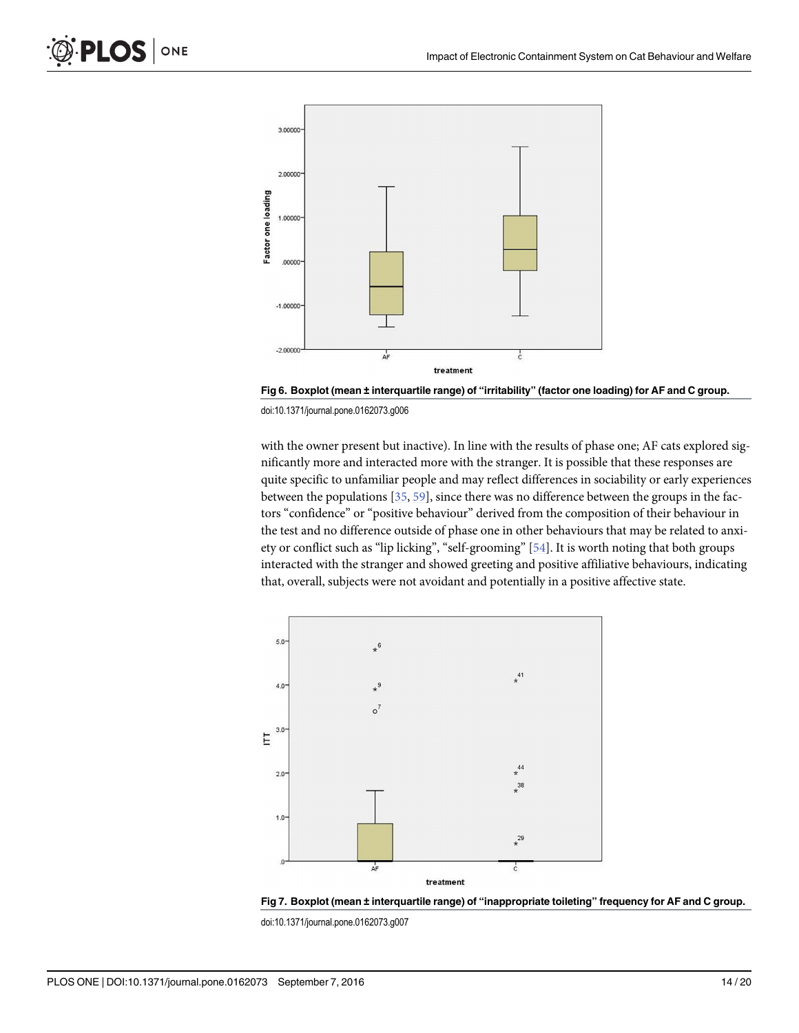Fig 6. Boxplot (mean ± interquartile range) of "irritability" (factor one loading) for AF and C group.

doi:10.1371/journal.pone.0162073.g006

with the owner present but inactive). In line with the results of phase one; AF cats explored significantly more and interacted more with the stranger. It is possible that these responses are quite specific to unfamiliar people and may reflect differences in sociability or early experiences between the populations [35, 59], since there was no difference between the groups in the factors "confidence" or "positive behaviour" derived from the composition of their behaviour in the test and no difference outside of phase one in other behaviours that may be related to anxiety or conflict such as "lip licking", "self-grooming" [54]. It is worth noting that both groups interacted with the stranger and showed greeting and positive affiliative behaviours, indicating that, overall, subjects were not avoidant and potentially in a positive affective state.

Fig 7. Boxplot (mean ± interquartile range) of "inappropriate toileting" frequency for AF and C group.

doi:10.1371/journal.pone.0162073.g007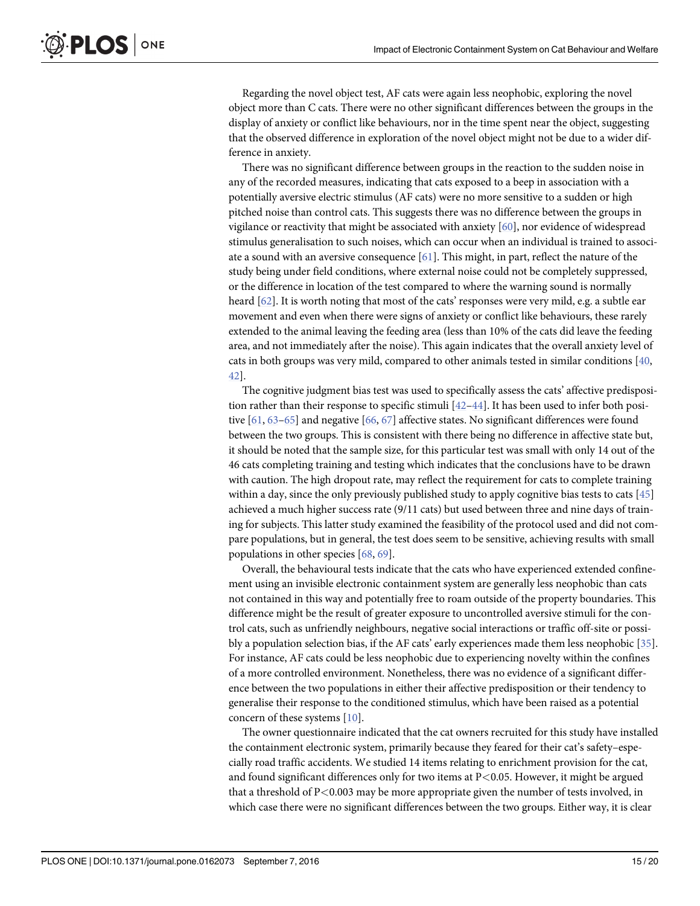Regarding the novel object test, AF cats were again less neophobic, exploring the novel object more than C cats. There were no other significant differences between the groups in the display of anxiety or conflict like behaviours, nor in the time spent near the object, suggesting that the observed difference in exploration of the novel object might not be due to a wider difference in anxiety.

There was no significant difference between groups in the reaction to the sudden noise in any of the recorded measures, indicating that cats exposed to a beep in association with a potentially aversive electric stimulus (AF cats) were no more sensitive to a sudden or high pitched noise than control cats. This suggests there was no difference between the groups in vigilance or reactivity that might be associated with anxiety [60], nor evidence of widespread stimulus generalisation to such noises, which can occur when an individual is trained to associate a sound with an aversive consequence [61]. This might, in part, reflect the nature of the study being under field conditions, where external noise could not be completely suppressed, or the difference in location of the test compared to where the warning sound is normally heard [62]. It is worth noting that most of the cats' responses were very mild, e.g. a subtle ear movement and even when there were signs of anxiety or conflict like behaviours, these rarely extended to the animal leaving the feeding area (less than 10% of the cats did leave the feeding area, and not immediately after the noise). This again indicates that the overall anxiety level of cats in both groups was very mild, compared to other animals tested in similar conditions [40, 42].

The cognitive judgment bias test was used to specifically assess the cats' affective predisposition rather than their response to specific stimuli [42–44]. It has been used to infer both positive [61, 63–65] and negative [66, 67] affective states. No significant differences were found between the two groups. This is consistent with there being no difference in affective state but, it should be noted that the sample size, for this particular test was small with only 14 out of the 46 cats completing training and testing which indicates that the conclusions have to be drawn with caution. The high dropout rate, may reflect the requirement for cats to complete training within a day, since the only previously published study to apply cognitive bias tests to cats [45] achieved a much higher success rate (9/11 cats) but used between three and nine days of training for subjects. This latter study examined the feasibility of the protocol used and did not compare populations, but in general, the test does seem to be sensitive, achieving results with small populations in other species [68, 69].

Overall, the behavioural tests indicate that the cats who have experienced extended confinement using an invisible electronic containment system are generally less neophobic than cats not contained in this way and potentially free to roam outside of the property boundaries. This difference might be the result of greater exposure to uncontrolled aversive stimuli for the control cats, such as unfriendly neighbours, negative social interactions or traffic off-site or possibly a population selection bias, if the AF cats' early experiences made them less neophobic [35]. For instance, AF cats could be less neophobic due to experiencing novelty within the confines of a more controlled environment. Nonetheless, there was no evidence of a significant difference between the two populations in either their affective predisposition or their tendency to generalise their response to the conditioned stimulus, which have been raised as a potential concern of these systems [10].

The owner questionnaire indicated that the cat owners recruited for this study have installed the containment electronic system, primarily because they feared for their cat's safety–especially road traffic accidents. We studied 14 items relating to enrichment provision for the cat, and found significant differences only for two items at $P<0.05$. However, it might be argued that a threshold of $P<0.003$ may be more appropriate given the number of tests involved, in which case there were no significant differences between the two groups. Either way, it is clear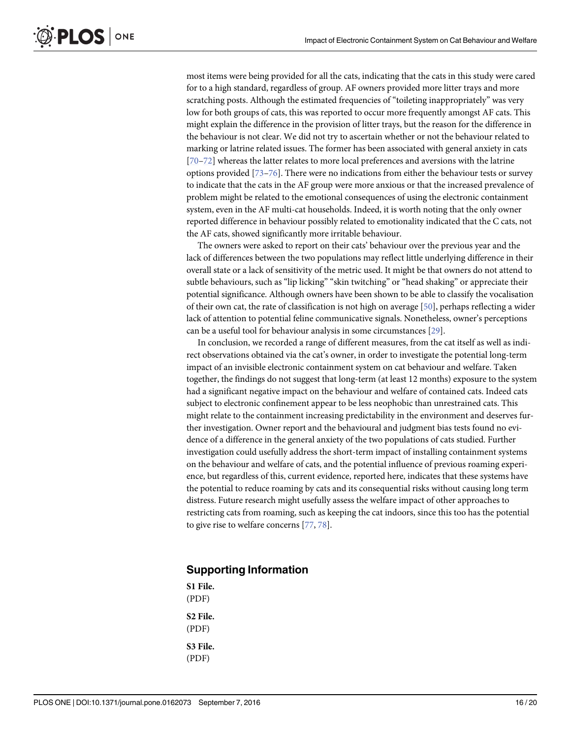most items were being provided for all the cats, indicating that the cats in this study were cared for to a high standard, regardless of group. AF owners provided more litter trays and more scratching posts. Although the estimated frequencies of "toileting inappropriately" was very low for both groups of cats, this was reported to occur more frequently amongst AF cats. This might explain the difference in the provision of litter trays, but the reason for the difference in the behaviour is not clear. We did not try to ascertain whether or not the behaviour related to marking or latrine related issues. The former has been associated with general anxiety in cats [70–72] whereas the latter relates to more local preferences and aversions with the latrine options provided [73–76]. There were no indications from either the behaviour tests or survey to indicate that the cats in the AF group were more anxious or that the increased prevalence of problem might be related to the emotional consequences of using the electronic containment system, even in the AF multi-cat households. Indeed, it is worth noting that the only owner reported difference in behaviour possibly related to emotionality indicated that the C cats, not the AF cats, showed significantly more irritable behaviour.

The owners were asked to report on their cats' behaviour over the previous year and the lack of differences between the two populations may reflect little underlying difference in their overall state or a lack of sensitivity of the metric used. It might be that owners do not attend to subtle behaviours, such as "lip licking" "skin twitching" or "head shaking" or appreciate their potential significance. Although owners have been shown to be able to classify the vocalisation of their own cat, the rate of classification is not high on average [50], perhaps reflecting a wider lack of attention to potential feline communicative signals. Nonetheless, owner's perceptions can be a useful tool for behaviour analysis in some circumstances [29].

In conclusion, we recorded a range of different measures, from the cat itself as well as indirect observations obtained via the cat's owner, in order to investigate the potential long-term impact of an invisible electronic containment system on cat behaviour and welfare. Taken together, the findings do not suggest that long-term (at least 12 months) exposure to the system had a significant negative impact on the behaviour and welfare of contained cats. Indeed cats subject to electronic confinement appear to be less neophobic than unrestrained cats. This might relate to the containment increasing predictability in the environment and deserves further investigation. Owner report and the behavioural and judgment bias tests found no evidence of a difference in the general anxiety of the two populations of cats studied. Further investigation could usefully address the short-term impact of installing containment systems on the behaviour and welfare of cats, and the potential influence of previous roaming experience, but regardless of this, current evidence, reported here, indicates that these systems have the potential to reduce roaming by cats and its consequential risks without causing long term distress. Future research might usefully assess the welfare impact of other approaches to restricting cats from roaming, such as keeping the cat indoors, since this too has the potential to give rise to welfare concerns [77, 78].

## Supporting Information

**S1 File.**
(PDF)

**S2 File.**
(PDF)

**S3 File.**
(PDF)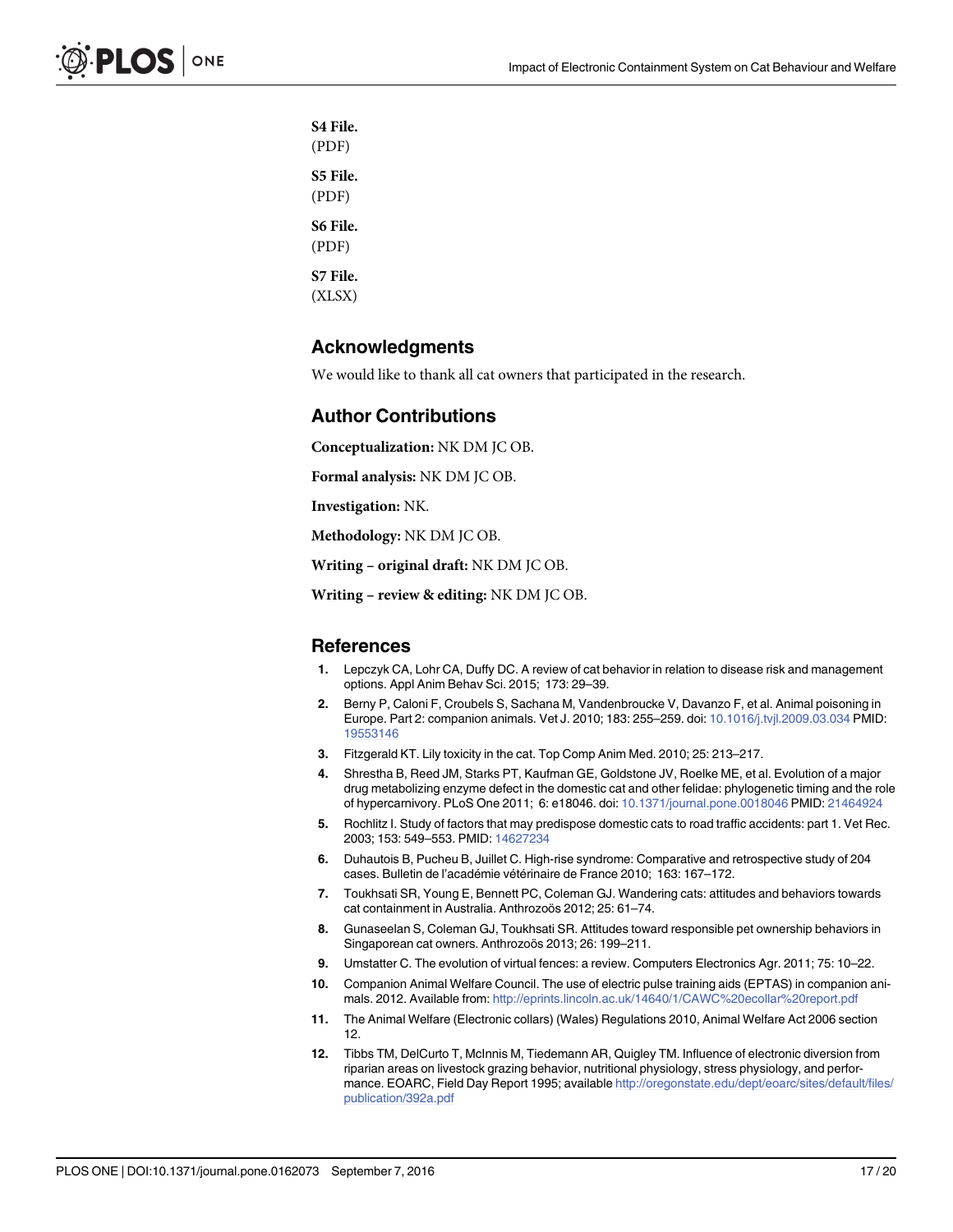**S4 File.**
(PDF)

**S5 File.**
(PDF)

**S6 File.**
(PDF)

**S7 File.**
(XLSX)

## Acknowledgments

We would like to thank all cat owners that participated in the research.

## Author Contributions

**Conceptualization:** NK DM JC OB.

**Formal analysis:** NK DM JC OB.

**Investigation:** NK.

**Methodology:** NK DM JC OB.

**Writing – original draft:** NK DM JC OB.

**Writing – review & editing:** NK DM JC OB.

## References

1. Lepczyk CA, Lohr CA, Duffy DC. A review of cat behavior in relation to disease risk and management options. Appl Anim Behav Sci. 2015; 173: 29–39.
2. Berny P, Caloni F, Croubels S, Sachana M, Vandenbroucke V, Davanzo F, et al. Animal poisoning in Europe. Part 2: companion animals. Vet J. 2010; 183: 255–259. doi: 10.1016/j.tvjl.2009.03.034 PMID: 19553146
3. Fitzgerald KT. Lily toxicity in the cat. Top Comp Anim Med. 2010; 25: 213–217.
4. Shrestha B, Reed JM, Starks PT, Kaufman GE, Goldstone JV, Roelke ME, et al. Evolution of a major drug metabolizing enzyme defect in the domestic cat and other felidae: phylogenetic timing and the role of hypercarnivory. PLoS One 2011; 6: e18046. doi: 10.1371/journal.pone.0018046 PMID: 21464924
5. Rochlitz I. Study of factors that may predispose domestic cats to road traffic accidents: part 1. Vet Rec. 2003; 153: 549–553. PMID: 14627234
6. Duhautois B, Pucheu B, Juillet C. High-rise syndrome: Comparative and retrospective study of 204 cases. Bulletin de l'académie vétérinaire de France 2010; 163: 167–172.
7. Toukhsati SR, Young E, Bennett PC, Coleman GJ. Wandering cats: attitudes and behaviors towards cat containment in Australia. Anthrozoös 2012; 25: 61–74.
8. Gunaseelan S, Coleman GJ, Toukhsati SR. Attitudes toward responsible pet ownership behaviors in Singaporean cat owners. Anthrozoös 2013; 26: 199–211.
9. Umstatter C. The evolution of virtual fences: a review. Computers Electronics Agr. 2011; 75: 10–22.
10. Companion Animal Welfare Council. The use of electric pulse training aids (EPTAS) in companion animals. 2012. Available from: http://eprints.lincoln.ac.uk/14640/1/CAWC%20ecollar%20report.pdf
11. The Animal Welfare (Electronic collars) (Wales) Regulations 2010, Animal Welfare Act 2006 section 12.
12. Tibbs TM, DelCurto T, McInnis M, Tiedemann AR, Quigley TM. Influence of electronic diversion from riparian areas on livestock grazing behavior, nutritional physiology, stress physiology, and performance. EOARC, Field Day Report 1995; available http://oregonstate.edu/dept/eoarc/sites/default/files/publication/392a.pdf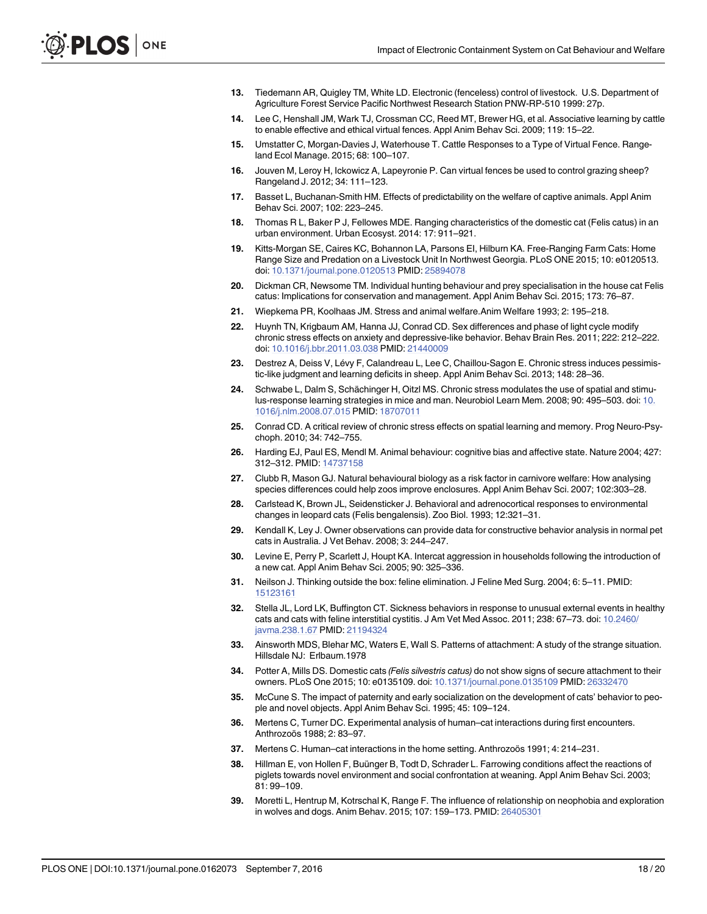13. Tiedemann AR, Quigley TM, White LD. Electronic (fenceless) control of livestock. U.S. Department of Agriculture Forest Service Pacific Northwest Research Station PNW-RP-510 1999: 27p.
14. Lee C, Henshall JM, Wark TJ, Crossman CC, Reed MT, Brewer HG, et al. Associative learning by cattle to enable effective and ethical virtual fences. Appl Anim Behav Sci. 2009; 119: 15–22.
15. Umstatter C, Morgan-Davies J, Waterhouse T. Cattle Responses to a Type of Virtual Fence. Rangeland Ecol Manage. 2015; 68: 100–107.
16. Jouven M, Leroy H, Ickowicz A, Lapeyronie P. Can virtual fences be used to control grazing sheep? Rangeland J. 2012; 34: 111–123.
17. Basset L, Buchanan-Smith HM. Effects of predictability on the welfare of captive animals. Appl Anim Behav Sci. 2007; 102: 223–245.
18. Thomas R L, Baker P J, Fellowes MDE. Ranging characteristics of the domestic cat (Felis catus) in an urban environment. Urban Ecosyst. 2014: 17: 911–921.
19. Kitts-Morgan SE, Caires KC, Bohannon LA, Parsons EI, Hilburn KA. Free-Ranging Farm Cats: Home Range Size and Predation on a Livestock Unit In Northwest Georgia. PLoS ONE 2015; 10: e0120513. doi: 10.1371/journal.pone.0120513 PMID: 25894078
20. Dickman CR, Newsome TM. Individual hunting behaviour and prey specialisation in the house cat Felis catus: Implications for conservation and management. Appl Anim Behav Sci. 2015; 173: 76–87.
21. Wiepkema PR, Koolhaas JM. Stress and animal welfare.Anim Welfare 1993; 2: 195–218.
22. Huynh TN, Krigbaum AM, Hanna JJ, Conrad CD. Sex differences and phase of light cycle modify chronic stress effects on anxiety and depressive-like behavior. Behav Brain Res. 2011; 222: 212–222. doi: 10.1016/j.bbr.2011.03.038 PMID: 21440009
23. Destrez A, Deiss V, Lévy F, Calandreau L, Lee C, Chaillou-Sagon E. Chronic stress induces pessimistic-like judgment and learning deficits in sheep. Appl Anim Behav Sci. 2013; 148: 28–36.
24. Schwabe L, Dalm S, Schächinger H, Oitzl MS. Chronic stress modulates the use of spatial and stimulus-response learning strategies in mice and man. Neurobiol Learn Mem. 2008; 90: 495–503. doi: 10.1016/j.nlm.2008.07.015 PMID: 18707011
25. Conrad CD. A critical review of chronic stress effects on spatial learning and memory. Prog Neuro-Psychoph. 2010; 34: 742–755.
26. Harding EJ, Paul ES, Mendl M. Animal behaviour: cognitive bias and affective state. Nature 2004; 427: 312–312. PMID: 14737158
27. Clubb R, Mason GJ. Natural behavioural biology as a risk factor in carnivore welfare: How analysing species differences could help zoos improve enclosures. Appl Anim Behav Sci. 2007; 102:303–28.
28. Carlstead K, Brown JL, Seidensticker J. Behavioral and adrenocortical responses to environmental changes in leopard cats (Felis bengalensis). Zoo Biol. 1993; 12:321–31.
29. Kendall K, Ley J. Owner observations can provide data for constructive behavior analysis in normal pet cats in Australia. J Vet Behav. 2008; 3: 244–247.
30. Levine E, Perry P, Scarlett J, Houpt KA. Intercat aggression in households following the introduction of a new cat. Appl Anim Behav Sci. 2005; 90: 325–336.
31. Neilson J. Thinking outside the box: feline elimination. J Feline Med Surg. 2004; 6: 5–11. PMID: 15123161
32. Stella JL, Lord LK, Buffington CT. Sickness behaviors in response to unusual external events in healthy cats and cats with feline interstitial cystitis. J Am Vet Med Assoc. 2011; 238: 67–73. doi: 10.2460/javma.238.1.67 PMID: 21194324
33. Ainsworth MDS, Blehar MC, Waters E, Wall S. Patterns of attachment: A study of the strange situation. Hillsdale NJ: Erlbaum.1978
34. Potter A, Mills DS. Domestic cats *(Felis silvestris catus)* do not show signs of secure attachment to their owners. PLoS One 2015; 10: e0135109. doi: 10.1371/journal.pone.0135109 PMID: 26332470
35. McCune S. The impact of paternity and early socialization on the development of cats' behavior to people and novel objects. Appl Anim Behav Sci. 1995; 45: 109–124.
36. Mertens C, Turner DC. Experimental analysis of human–cat interactions during first encounters. Anthrozoös 1988; 2: 83–97.
37. Mertens C. Human–cat interactions in the home setting. Anthrozoös 1991; 4: 214–231.
38. Hillman E, von Hollen F, Buünger B, Todt D, Schrader L. Farrowing conditions affect the reactions of piglets towards novel environment and social confrontation at weaning. Appl Anim Behav Sci. 2003; 81: 99–109.
39. Moretti L, Hentrup M, Kotrschal K, Range F. The influence of relationship on neophobia and exploration in wolves and dogs. Anim Behav. 2015; 107: 159–173. PMID: 26405301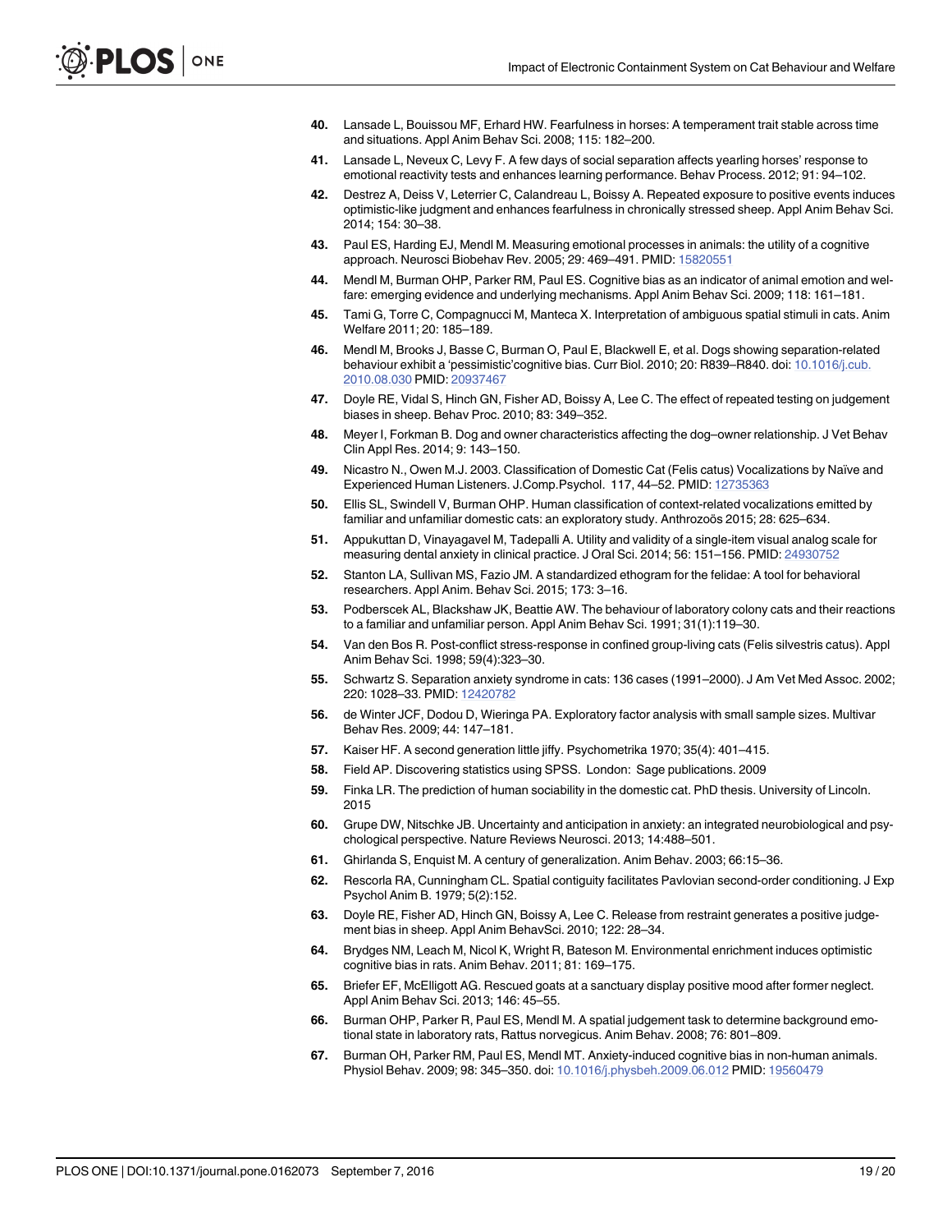40. Lansade L, Bouissou MF, Erhard HW. Fearfulness in horses: A temperament trait stable across time and situations. Appl Anim Behav Sci. 2008; 115: 182–200.
41. Lansade L, Neveux C, Levy F. A few days of social separation affects yearling horses' response to emotional reactivity tests and enhances learning performance. Behav Process. 2012; 91: 94–102.
42. Destrez A, Deiss V, Leterrier C, Calandreau L, Boissy A. Repeated exposure to positive events induces optimistic-like judgment and enhances fearfulness in chronically stressed sheep. Appl Anim Behav Sci. 2014; 154: 30–38.
43. Paul ES, Harding EJ, Mendl M. Measuring emotional processes in animals: the utility of a cognitive approach. Neurosci Biobehav Rev. 2005; 29: 469–491. PMID: 15820551
44. Mendl M, Burman OHP, Parker RM, Paul ES. Cognitive bias as an indicator of animal emotion and welfare: emerging evidence and underlying mechanisms. Appl Anim Behav Sci. 2009; 118: 161–181.
45. Tami G, Torre C, Compagnucci M, Manteca X. Interpretation of ambiguous spatial stimuli in cats. Anim Welfare 2011; 20: 185–189.
46. Mendl M, Brooks J, Basse C, Burman O, Paul E, Blackwell E, et al. Dogs showing separation-related behaviour exhibit a 'pessimistic'cognitive bias. Curr Biol. 2010; 20: R839–R840. doi: 10.1016/j.cub.2010.08.030 PMID: 20937467
47. Doyle RE, Vidal S, Hinch GN, Fisher AD, Boissy A, Lee C. The effect of repeated testing on judgement biases in sheep. Behav Proc. 2010; 83: 349–352.
48. Meyer I, Forkman B. Dog and owner characteristics affecting the dog–owner relationship. J Vet Behav Clin Appl Res. 2014; 9: 143–150.
49. Nicastro N., Owen M.J. 2003. Classification of Domestic Cat (Felis catus) Vocalizations by Naïve and Experienced Human Listeners. J.Comp.Psychol. 117, 44–52. PMID: 12735363
50. Ellis SL, Swindell V, Burman OHP. Human classification of context-related vocalizations emitted by familiar and unfamiliar domestic cats: an exploratory study. Anthrozoös 2015; 28: 625–634.
51. Appukuttan D, Vinayagavel M, Tadepalli A. Utility and validity of a single-item visual analog scale for measuring dental anxiety in clinical practice. J Oral Sci. 2014; 56: 151–156. PMID: 24930752
52. Stanton LA, Sullivan MS, Fazio JM. A standardized ethogram for the felidae: A tool for behavioral researchers. Appl Anim. Behav Sci. 2015; 173: 3–16.
53. Podberscek AL, Blackshaw JK, Beattie AW. The behaviour of laboratory colony cats and their reactions to a familiar and unfamiliar person. Appl Anim Behav Sci. 1991; 31(1):119–30.
54. Van den Bos R. Post-conflict stress-response in confined group-living cats (Felis silvestris catus). Appl Anim Behav Sci. 1998; 59(4):323–30.
55. Schwartz S. Separation anxiety syndrome in cats: 136 cases (1991–2000). J Am Vet Med Assoc. 2002; 220: 1028–33. PMID: 12420782
56. de Winter JCF, Dodou D, Wieringa PA. Exploratory factor analysis with small sample sizes. Multivar Behav Res. 2009; 44: 147–181.
57. Kaiser HF. A second generation little jiffy. Psychometrika 1970; 35(4): 401–415.
58. Field AP. Discovering statistics using SPSS. London: Sage publications. 2009
59. Finka LR. The prediction of human sociability in the domestic cat. PhD thesis. University of Lincoln. 2015
60. Grupe DW, Nitschke JB. Uncertainty and anticipation in anxiety: an integrated neurobiological and psychological perspective. Nature Reviews Neurosci. 2013; 14:488–501.
61. Ghirlanda S, Enquist M. A century of generalization. Anim Behav. 2003; 66:15–36.
62. Rescorla RA, Cunningham CL. Spatial contiguity facilitates Pavlovian second-order conditioning. J Exp Psychol Anim B. 1979; 5(2):152.
63. Doyle RE, Fisher AD, Hinch GN, Boissy A, Lee C. Release from restraint generates a positive judgement bias in sheep. Appl Anim BehavSci. 2010; 122: 28–34.
64. Brydges NM, Leach M, Nicol K, Wright R, Bateson M. Environmental enrichment induces optimistic cognitive bias in rats. Anim Behav. 2011; 81: 169–175.
65. Briefer EF, McElligott AG. Rescued goats at a sanctuary display positive mood after former neglect. Appl Anim Behav Sci. 2013; 146: 45–55.
66. Burman OHP, Parker R, Paul ES, Mendl M. A spatial judgement task to determine background emotional state in laboratory rats, Rattus norvegicus. Anim Behav. 2008; 76: 801–809.
67. Burman OH, Parker RM, Paul ES, Mendl MT. Anxiety-induced cognitive bias in non-human animals. Physiol Behav. 2009; 98: 345–350. doi: 10.1016/j.physbeh.2009.06.012 PMID: 19560479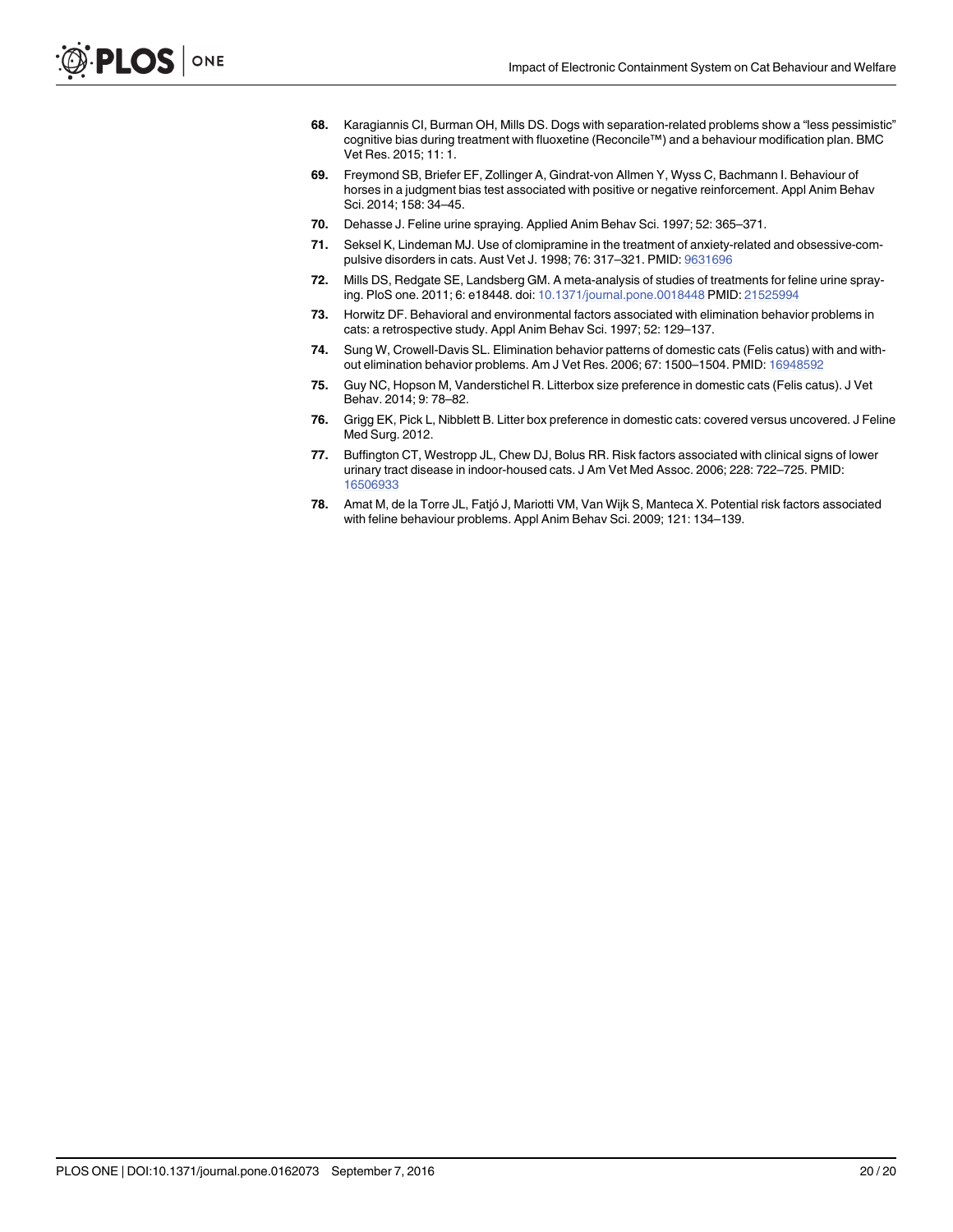68. Karagiannis CI, Burman OH, Mills DS. Dogs with separation-related problems show a "less pessimistic" cognitive bias during treatment with fluoxetine (Reconcile™) and a behaviour modification plan. BMC Vet Res. 2015; 11: 1.
69. Freymond SB, Briefer EF, Zollinger A, Gindrat-von Allmen Y, Wyss C, Bachmann I. Behaviour of horses in a judgment bias test associated with positive or negative reinforcement. Appl Anim Behav Sci. 2014; 158: 34–45.
70. Dehasse J. Feline urine spraying. Applied Anim Behav Sci. 1997; 52: 365–371.
71. Seksel K, Lindeman MJ. Use of clomipramine in the treatment of anxiety-related and obsessive-compulsive disorders in cats. Aust Vet J. 1998; 76: 317–321. PMID: 9631696
72. Mills DS, Redgate SE, Landsberg GM. A meta-analysis of studies of treatments for feline urine spraying. PloS one. 2011; 6: e18448. doi: 10.1371/journal.pone.0018448 PMID: 21525994
73. Horwitz DF. Behavioral and environmental factors associated with elimination behavior problems in cats: a retrospective study. Appl Anim Behav Sci. 1997; 52: 129–137.
74. Sung W, Crowell-Davis SL. Elimination behavior patterns of domestic cats (Felis catus) with and without elimination behavior problems. Am J Vet Res. 2006; 67: 1500–1504. PMID: 16948592
75. Guy NC, Hopson M, Vanderstichel R. Litterbox size preference in domestic cats (Felis catus). J Vet Behav. 2014; 9: 78–82.
76. Grigg EK, Pick L, Nibblett B. Litter box preference in domestic cats: covered versus uncovered. J Feline Med Surg. 2012.
77. Buffington CT, Westropp JL, Chew DJ, Bolus RR. Risk factors associated with clinical signs of lower urinary tract disease in indoor-housed cats. J Am Vet Med Assoc. 2006; 228: 722–725. PMID: 16506933
78. Amat M, de la Torre JL, Fatjó J, Mariotti VM, Van Wijk S, Manteca X. Potential risk factors associated with feline behaviour problems. Appl Anim Behav Sci. 2009; 121: 134–139.